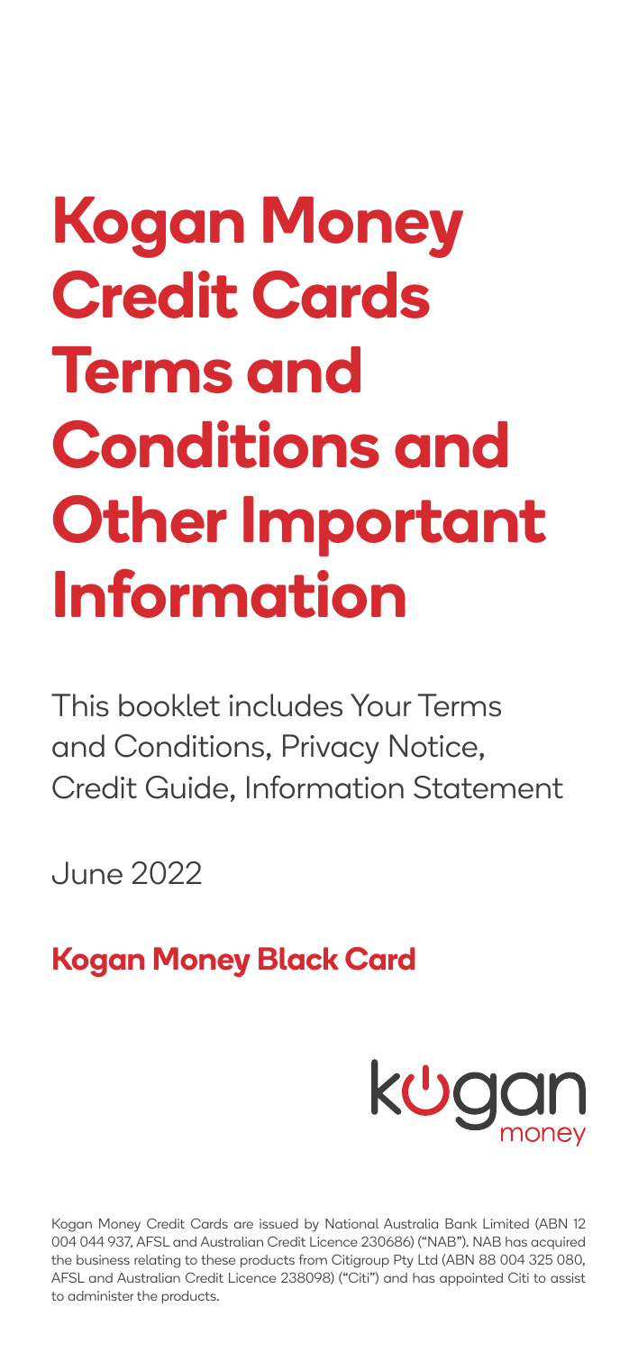# Kogan Money Credit Cards Terms and Conditions and Other Important Information

This booklet includes Your Terms and Conditions, Privacy Notice, Credit Guide, Information Statement

June 2022

## Kogan Money Black Card

kogan money

Kogan Money Credit Cards are issued by National Australia Bank Limited (ABN 12 004 044 937, AFSL and Australian Credit Licence 230686) ("NAB"). NAB has acquired the business relating to these products from Citigroup Pty Ltd (ABN 88 004 325 080, AFSL and Australian Credit Licence 238098) ("Citi") and has appointed Citi to assist to administer the products.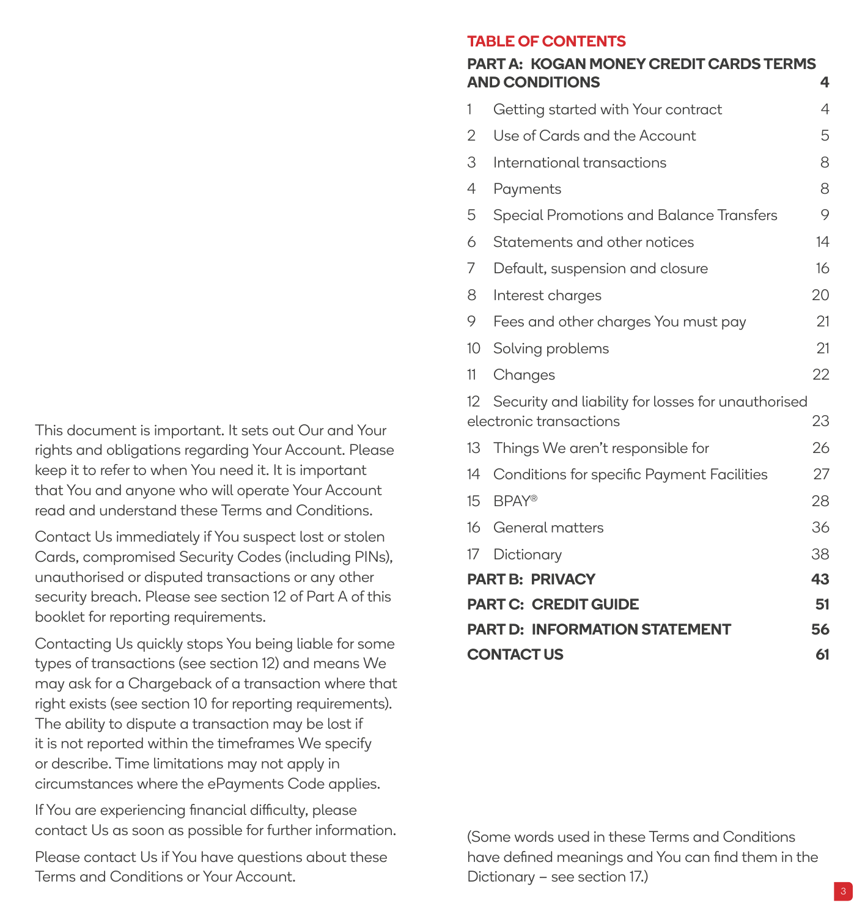This document is important. It sets out Our and Your rights and obligations regarding Your Account. Please keep it to refer to when You need it. It is important that You and anyone who will operate Your Account read and understand these Terms and Conditions.

Contact Us immediately if You suspect lost or stolen Cards, compromised Security Codes (including PINs), unauthorised or disputed transactions or any other security breach. Please see section 12 of Part A of this booklet for reporting requirements.

Contacting Us quickly stops You being liable for some types of transactions (see section 12) and means We may ask for a Chargeback of a transaction where that right exists (see section 10 for reporting requirements). The ability to dispute a transaction may be lost if it is not reported within the timeframes We specify or describe. Time limitations may not apply in circumstances where the ePayments Code applies.

If You are experiencing financial difficulty, please contact Us as soon as possible for further information.

Please contact Us if You have questions about these Terms and Conditions or Your Account.

## TABLE OF CONTENTS

| | | |
|---|---|---|
| **PART A: KOGAN MONEY CREDIT CARDS TERMS AND CONDITIONS** | | **4** |
| 1 | Getting started with Your contract | 4 |
| 2 | Use of Cards and the Account | 5 |
| 3 | International transactions | 8 |
| 4 | Payments | 8 |
| 5 | Special Promotions and Balance Transfers | 9 |
| 6 | Statements and other notices | 14 |
| 7 | Default, suspension and closure | 16 |
| 8 | Interest charges | 20 |
| 9 | Fees and other charges You must pay | 21 |
| 10 | Solving problems | 21 |
| 11 | Changes | 22 |
| 12 | Security and liability for losses for unauthorised electronic transactions | 23 |
| 13 | Things We aren't responsible for | 26 |
| 14 | Conditions for specific Payment Facilities | 27 |
| 15 | BPAY® | 28 |
| 16 | General matters | 36 |
| 17 | Dictionary | 38 |
| **PART B: PRIVACY** | | **43** |
| **PART C: CREDIT GUIDE** | | **51** |
| **PART D: INFORMATION STATEMENT** | | **56** |
| **CONTACT US** | | **61** |

(Some words used in these Terms and Conditions have defined meanings and You can find them in the Dictionary – see section 17.)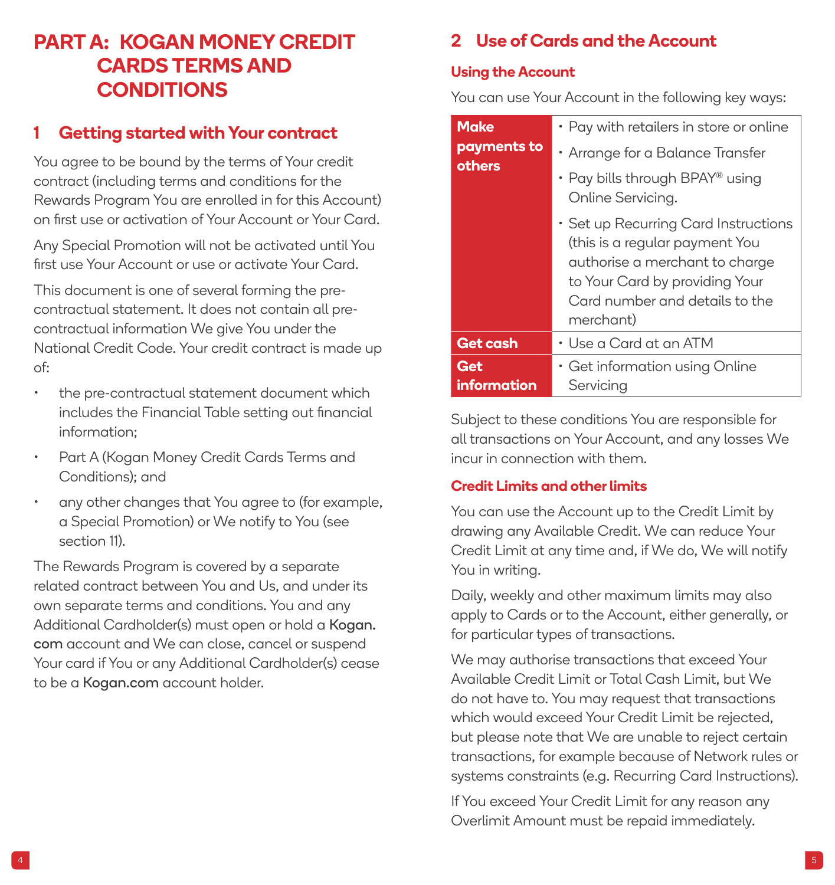# PART A: KOGAN MONEY CREDIT CARDS TERMS AND CONDITIONS

## 1 Getting started with Your contract

You agree to be bound by the terms of Your credit contract (including terms and conditions for the Rewards Program You are enrolled in for this Account) on first use or activation of Your Account or Your Card.

Any Special Promotion will not be activated until You first use Your Account or use or activate Your Card.

This document is one of several forming the pre-contractual statement. It does not contain all pre-contractual information We give You under the National Credit Code. Your credit contract is made up of:

- the pre-contractual statement document which includes the Financial Table setting out financial information;
- Part A (Kogan Money Credit Cards Terms and Conditions); and
- any other changes that You agree to (for example, a Special Promotion) or We notify to You (see section 11).

The Rewards Program is covered by a separate related contract between You and Us, and under its own separate terms and conditions. You and any Additional Cardholder(s) must open or hold a **Kogan.com** account and We can close, cancel or suspend Your card if You or any Additional Cardholder(s) cease to be a **Kogan.com** account holder.

## 2 Use of Cards and the Account

### Using the Account

You can use Your Account in the following key ways:

| | |
|---|---|
| **Make payments to others** | • Pay with retailers in store or online<br>• Arrange for a Balance Transfer<br>• Pay bills through BPAY® using Online Servicing.<br>• Set up Recurring Card Instructions (this is a regular payment You authorise a merchant to charge to Your Card by providing Your Card number and details to the merchant) |
| **Get cash** | • Use a Card at an ATM |
| **Get information** | • Get information using Online Servicing |

Subject to these conditions You are responsible for all transactions on Your Account, and any losses We incur in connection with them.

### Credit Limits and other limits

You can use the Account up to the Credit Limit by drawing any Available Credit. We can reduce Your Credit Limit at any time and, if We do, We will notify You in writing.

Daily, weekly and other maximum limits may also apply to Cards or to the Account, either generally, or for particular types of transactions.

We may authorise transactions that exceed Your Available Credit Limit or Total Cash Limit, but We do not have to. You may request that transactions which would exceed Your Credit Limit be rejected, but please note that We are unable to reject certain transactions, for example because of Network rules or systems constraints (e.g. Recurring Card Instructions).

If You exceed Your Credit Limit for any reason any Overlimit Amount must be repaid immediately.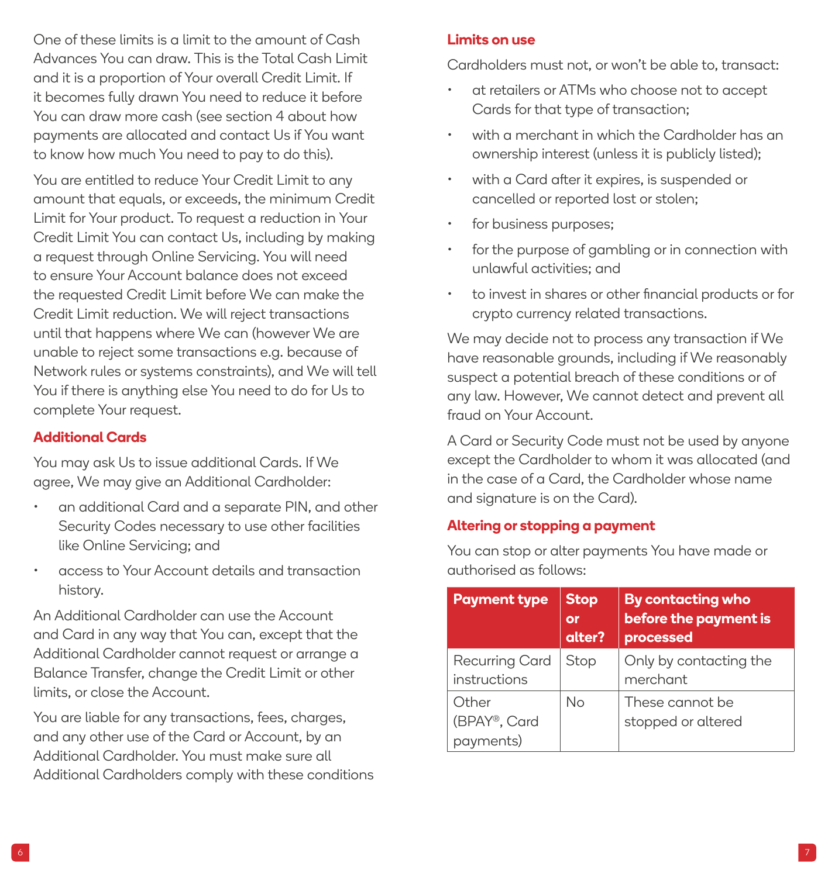One of these limits is a limit to the amount of Cash Advances You can draw. This is the Total Cash Limit and it is a proportion of Your overall Credit Limit. If it becomes fully drawn You need to reduce it before You can draw more cash (see section 4 about how payments are allocated and contact Us if You want to know how much You need to pay to do this).

You are entitled to reduce Your Credit Limit to any amount that equals, or exceeds, the minimum Credit Limit for Your product. To request a reduction in Your Credit Limit You can contact Us, including by making a request through Online Servicing. You will need to ensure Your Account balance does not exceed the requested Credit Limit before We can make the Credit Limit reduction. We will reject transactions until that happens where We can (however We are unable to reject some transactions e.g. because of Network rules or systems constraints), and We will tell You if there is anything else You need to do for Us to complete Your request.

### Additional Cards

You may ask Us to issue additional Cards. If We agree, We may give an Additional Cardholder:

- an additional Card and a separate PIN, and other Security Codes necessary to use other facilities like Online Servicing; and
- access to Your Account details and transaction history.

An Additional Cardholder can use the Account and Card in any way that You can, except that the Additional Cardholder cannot request or arrange a Balance Transfer, change the Credit Limit or other limits, or close the Account.

You are liable for any transactions, fees, charges, and any other use of the Card or Account, by an Additional Cardholder. You must make sure all Additional Cardholders comply with these conditions

### Limits on use

Cardholders must not, or won't be able to, transact:

- at retailers or ATMs who choose not to accept Cards for that type of transaction;
- with a merchant in which the Cardholder has an ownership interest (unless it is publicly listed);
- with a Card after it expires, is suspended or cancelled or reported lost or stolen;
- for business purposes;
- for the purpose of gambling or in connection with unlawful activities; and
- to invest in shares or other financial products or for crypto currency related transactions.

We may decide not to process any transaction if We have reasonable grounds, including if We reasonably suspect a potential breach of these conditions or of any law. However, We cannot detect and prevent all fraud on Your Account.

A Card or Security Code must not be used by anyone except the Cardholder to whom it was allocated (and in the case of a Card, the Cardholder whose name and signature is on the Card).

### Altering or stopping a payment

You can stop or alter payments You have made or authorised as follows:

| Payment type | Stop or alter? | By contacting who before the payment is processed |
|---|---|---|
| Recurring Card instructions | Stop | Only by contacting the merchant |
| Other (BPAY®, Card payments) | No | These cannot be stopped or altered |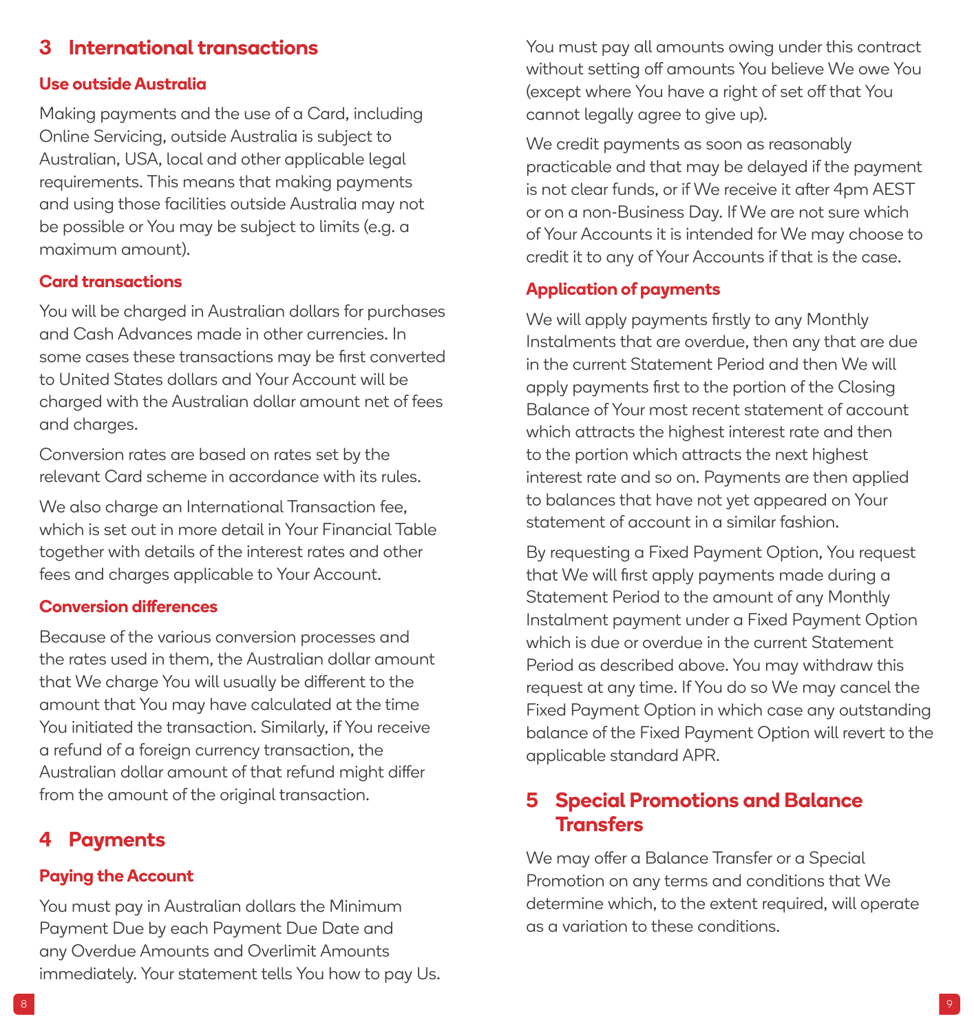## 3 International transactions

### Use outside Australia

Making payments and the use of a Card, including Online Servicing, outside Australia is subject to Australian, USA, local and other applicable legal requirements. This means that making payments and using those facilities outside Australia may not be possible or You may be subject to limits (e.g. a maximum amount).

### Card transactions

You will be charged in Australian dollars for purchases and Cash Advances made in other currencies. In some cases these transactions may be first converted to United States dollars and Your Account will be charged with the Australian dollar amount net of fees and charges.

Conversion rates are based on rates set by the relevant Card scheme in accordance with its rules.

We also charge an International Transaction fee, which is set out in more detail in Your Financial Table together with details of the interest rates and other fees and charges applicable to Your Account.

### Conversion differences

Because of the various conversion processes and the rates used in them, the Australian dollar amount that We charge You will usually be different to the amount that You may have calculated at the time You initiated the transaction. Similarly, if You receive a refund of a foreign currency transaction, the Australian dollar amount of that refund might differ from the amount of the original transaction.

## 4 Payments

### Paying the Account

You must pay in Australian dollars the Minimum Payment Due by each Payment Due Date and any Overdue Amounts and Overlimit Amounts immediately. Your statement tells You how to pay Us.

You must pay all amounts owing under this contract without setting off amounts You believe We owe You (except where You have a right of set off that You cannot legally agree to give up).

We credit payments as soon as reasonably practicable and that may be delayed if the payment is not clear funds, or if We receive it after 4pm AEST or on a non-Business Day. If We are not sure which of Your Accounts it is intended for We may choose to credit it to any of Your Accounts if that is the case.

### Application of payments

We will apply payments firstly to any Monthly Instalments that are overdue, then any that are due in the current Statement Period and then We will apply payments first to the portion of the Closing Balance of Your most recent statement of account which attracts the highest interest rate and then to the portion which attracts the next highest interest rate and so on. Payments are then applied to balances that have not yet appeared on Your statement of account in a similar fashion.

By requesting a Fixed Payment Option, You request that We will first apply payments made during a Statement Period to the amount of any Monthly Instalment payment under a Fixed Payment Option which is due or overdue in the current Statement Period as described above. You may withdraw this request at any time. If You do so We may cancel the Fixed Payment Option in which case any outstanding balance of the Fixed Payment Option will revert to the applicable standard APR.

## 5 Special Promotions and Balance Transfers

We may offer a Balance Transfer or a Special Promotion on any terms and conditions that We determine which, to the extent required, will operate as a variation to these conditions.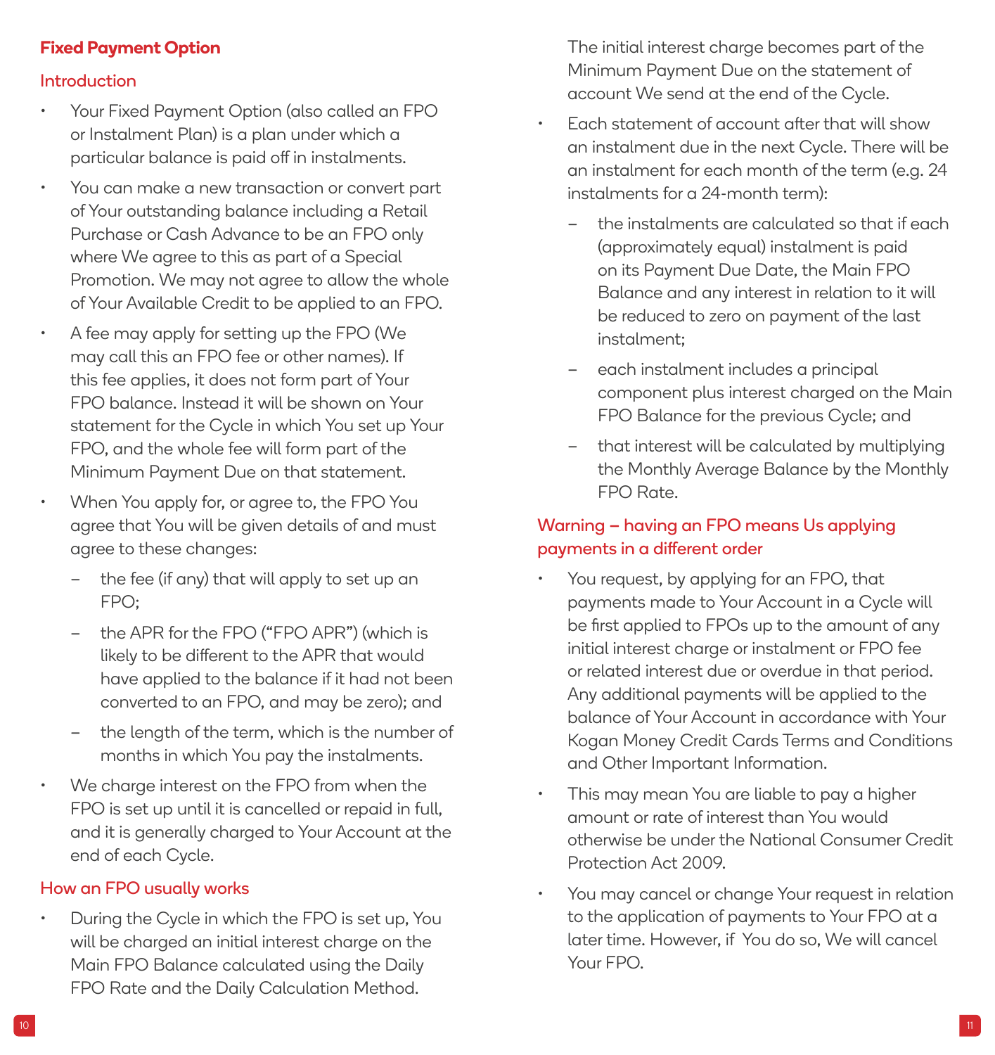## Fixed Payment Option

### Introduction

- Your Fixed Payment Option (also called an FPO or Instalment Plan) is a plan under which a particular balance is paid off in instalments.
- You can make a new transaction or convert part of Your outstanding balance including a Retail Purchase or Cash Advance to be an FPO only where We agree to this as part of a Special Promotion. We may not agree to allow the whole of Your Available Credit to be applied to an FPO.
- A fee may apply for setting up the FPO (We may call this an FPO fee or other names). If this fee applies, it does not form part of Your FPO balance. Instead it will be shown on Your statement for the Cycle in which You set up Your FPO, and the whole fee will form part of the Minimum Payment Due on that statement.
- When You apply for, or agree to, the FPO You agree that You will be given details of and must agree to these changes:
  - the fee (if any) that will apply to set up an FPO;
  - the APR for the FPO ("FPO APR") (which is likely to be different to the APR that would have applied to the balance if it had not been converted to an FPO, and may be zero); and
  - the length of the term, which is the number of months in which You pay the instalments.
- We charge interest on the FPO from when the FPO is set up until it is cancelled or repaid in full, and it is generally charged to Your Account at the end of each Cycle.

### How an FPO usually works

- During the Cycle in which the FPO is set up, You will be charged an initial interest charge on the Main FPO Balance calculated using the Daily FPO Rate and the Daily Calculation Method. The initial interest charge becomes part of the Minimum Payment Due on the statement of account We send at the end of the Cycle.
- Each statement of account after that will show an instalment due in the next Cycle. There will be an instalment for each month of the term (e.g. 24 instalments for a 24-month term):
  - the instalments are calculated so that if each (approximately equal) instalment is paid on its Payment Due Date, the Main FPO Balance and any interest in relation to it will be reduced to zero on payment of the last instalment;
  - each instalment includes a principal component plus interest charged on the Main FPO Balance for the previous Cycle; and
  - that interest will be calculated by multiplying the Monthly Average Balance by the Monthly FPO Rate.

### Warning – having an FPO means Us applying payments in a different order

- You request, by applying for an FPO, that payments made to Your Account in a Cycle will be first applied to FPOs up to the amount of any initial interest charge or instalment or FPO fee or related interest due or overdue in that period. Any additional payments will be applied to the balance of Your Account in accordance with Your Kogan Money Credit Cards Terms and Conditions and Other Important Information.
- This may mean You are liable to pay a higher amount or rate of interest than You would otherwise be under the National Consumer Credit Protection Act 2009.
- You may cancel or change Your request in relation to the application of payments to Your FPO at a later time. However, if You do so, We will cancel Your FPO.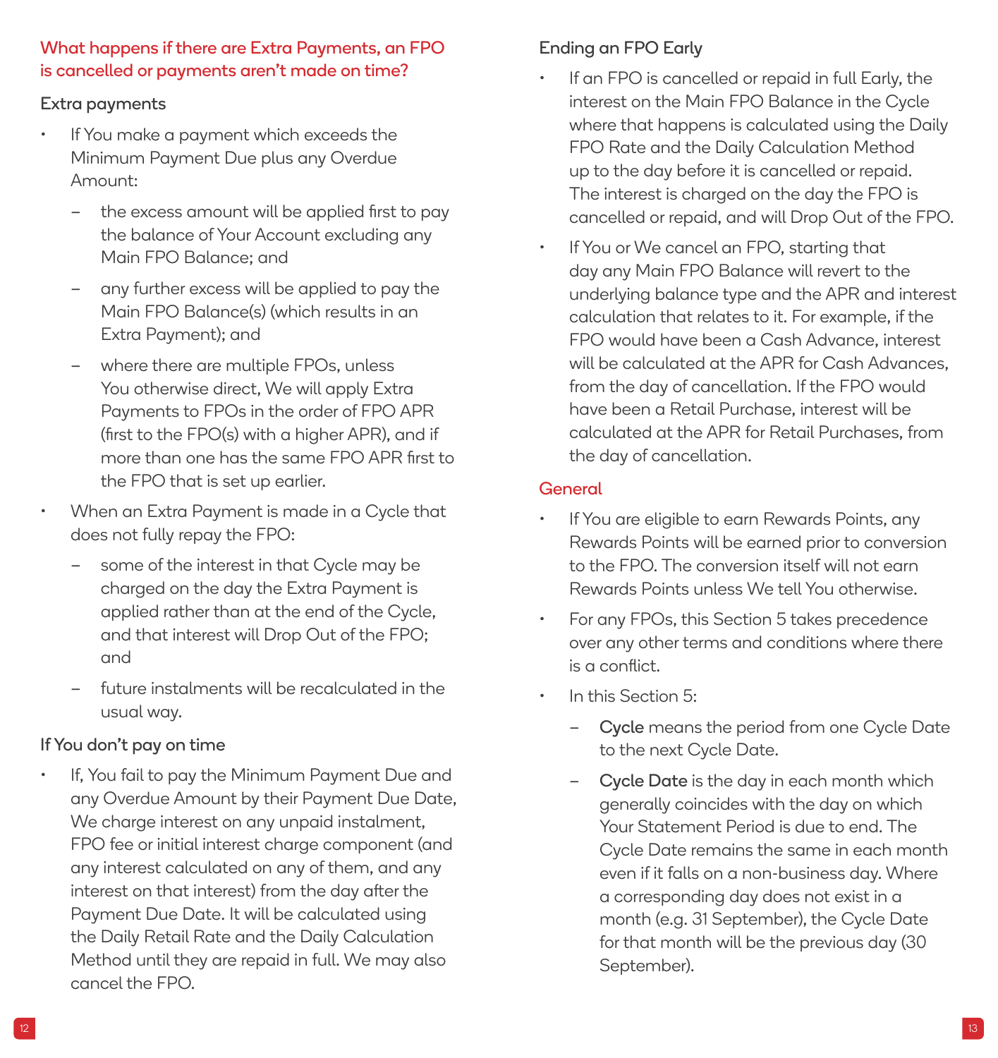## What happens if there are Extra Payments, an FPO is cancelled or payments aren't made on time?

### Extra payments

- If You make a payment which exceeds the Minimum Payment Due plus any Overdue Amount:
  - the excess amount will be applied first to pay the balance of Your Account excluding any Main FPO Balance; and
  - any further excess will be applied to pay the Main FPO Balance(s) (which results in an Extra Payment); and
  - where there are multiple FPOs, unless You otherwise direct, We will apply Extra Payments to FPOs in the order of FPO APR (first to the FPO(s) with a higher APR), and if more than one has the same FPO APR first to the FPO that is set up earlier.
- When an Extra Payment is made in a Cycle that does not fully repay the FPO:
  - some of the interest in that Cycle may be charged on the day the Extra Payment is applied rather than at the end of the Cycle, and that interest will Drop Out of the FPO; and
  - future instalments will be recalculated in the usual way.

### If You don't pay on time

- If, You fail to pay the Minimum Payment Due and any Overdue Amount by their Payment Due Date, We charge interest on any unpaid instalment, FPO fee or initial interest charge component (and any interest calculated on any of them, and any interest on that interest) from the day after the Payment Due Date. It will be calculated using the Daily Retail Rate and the Daily Calculation Method until they are repaid in full. We may also cancel the FPO.

### Ending an FPO Early

- If an FPO is cancelled or repaid in full Early, the interest on the Main FPO Balance in the Cycle where that happens is calculated using the Daily FPO Rate and the Daily Calculation Method up to the day before it is cancelled or repaid. The interest is charged on the day the FPO is cancelled or repaid, and will Drop Out of the FPO.
- If You or We cancel an FPO, starting that day any Main FPO Balance will revert to the underlying balance type and the APR and interest calculation that relates to it. For example, if the FPO would have been a Cash Advance, interest will be calculated at the APR for Cash Advances, from the day of cancellation. If the FPO would have been a Retail Purchase, interest will be calculated at the APR for Retail Purchases, from the day of cancellation.

## General

- If You are eligible to earn Rewards Points, any Rewards Points will be earned prior to conversion to the FPO. The conversion itself will not earn Rewards Points unless We tell You otherwise.
- For any FPOs, this Section 5 takes precedence over any other terms and conditions where there is a conflict.
- In this Section 5:
  - **Cycle** means the period from one Cycle Date to the next Cycle Date.
  - **Cycle Date** is the day in each month which generally coincides with the day on which Your Statement Period is due to end. The Cycle Date remains the same in each month even if it falls on a non-business day. Where a corresponding day does not exist in a month (e.g. 31 September), the Cycle Date for that month will be the previous day (30 September).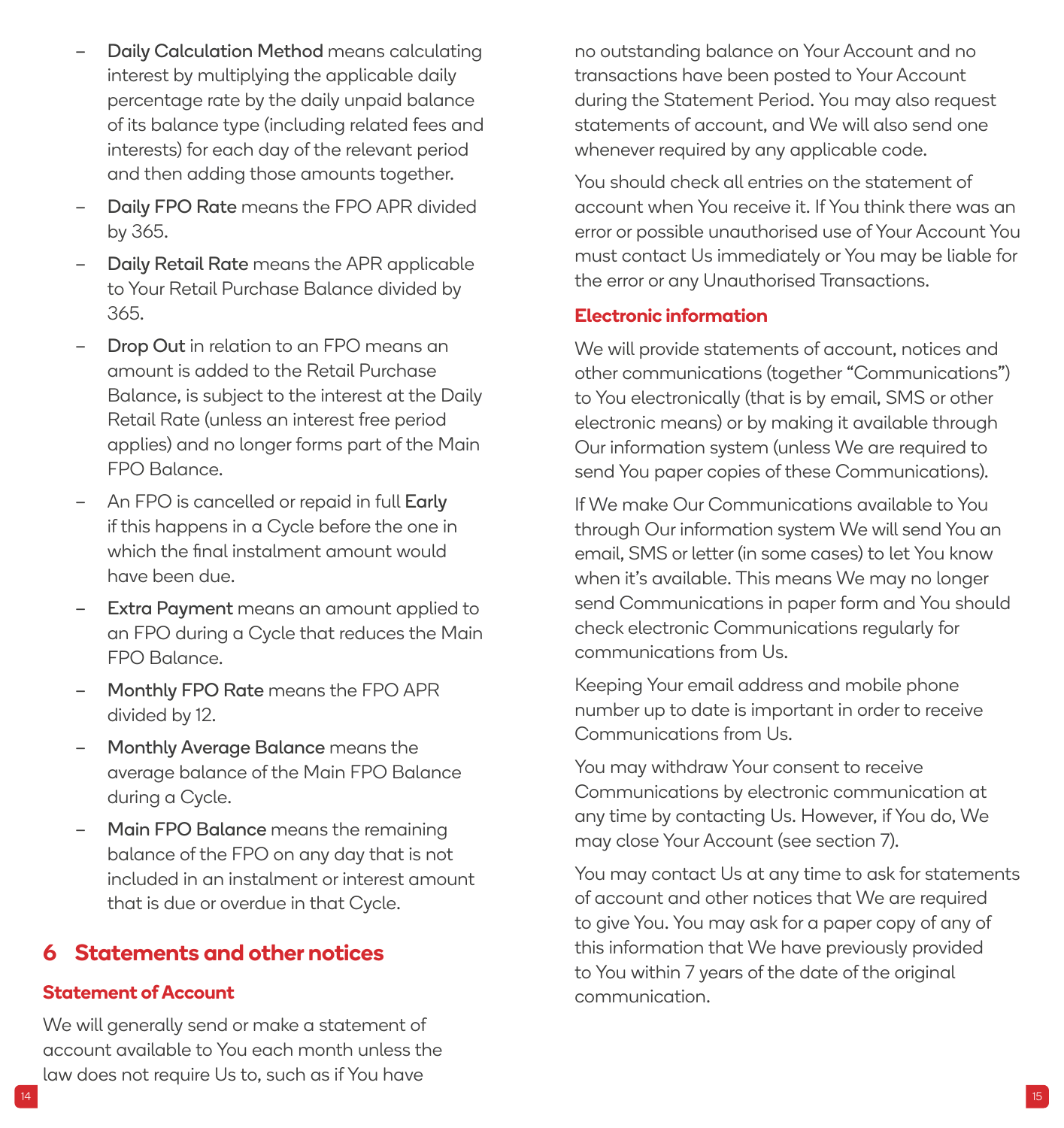- **Daily Calculation Method** means calculating interest by multiplying the applicable daily percentage rate by the daily unpaid balance of its balance type (including related fees and interests) for each day of the relevant period and then adding those amounts together.
- **Daily FPO Rate** means the FPO APR divided by 365.
- **Daily Retail Rate** means the APR applicable to Your Retail Purchase Balance divided by 365.
- **Drop Out** in relation to an FPO means an amount is added to the Retail Purchase Balance, is subject to the interest at the Daily Retail Rate (unless an interest free period applies) and no longer forms part of the Main FPO Balance.
- An FPO is cancelled or repaid in full **Early** if this happens in a Cycle before the one in which the final instalment amount would have been due.
- **Extra Payment** means an amount applied to an FPO during a Cycle that reduces the Main FPO Balance.
- **Monthly FPO Rate** means the FPO APR divided by 12.
- **Monthly Average Balance** means the average balance of the Main FPO Balance during a Cycle.
- **Main FPO Balance** means the remaining balance of the FPO on any day that is not included in an instalment or interest amount that is due or overdue in that Cycle.

## 6 Statements and other notices

### Statement of Account

We will generally send or make a statement of account available to You each month unless the law does not require Us to, such as if You have no outstanding balance on Your Account and no transactions have been posted to Your Account during the Statement Period. You may also request statements of account, and We will also send one whenever required by any applicable code.

You should check all entries on the statement of account when You receive it. If You think there was an error or possible unauthorised use of Your Account You must contact Us immediately or You may be liable for the error or any Unauthorised Transactions.

### Electronic information

We will provide statements of account, notices and other communications (together "Communications") to You electronically (that is by email, SMS or other electronic means) or by making it available through Our information system (unless We are required to send You paper copies of these Communications).

If We make Our Communications available to You through Our information system We will send You an email, SMS or letter (in some cases) to let You know when it's available. This means We may no longer send Communications in paper form and You should check electronic Communications regularly for communications from Us.

Keeping Your email address and mobile phone number up to date is important in order to receive Communications from Us.

You may withdraw Your consent to receive Communications by electronic communication at any time by contacting Us. However, if You do, We may close Your Account (see section 7).

You may contact Us at any time to ask for statements of account and other notices that We are required to give You. You may ask for a paper copy of any of this information that We have previously provided to You within 7 years of the date of the original communication.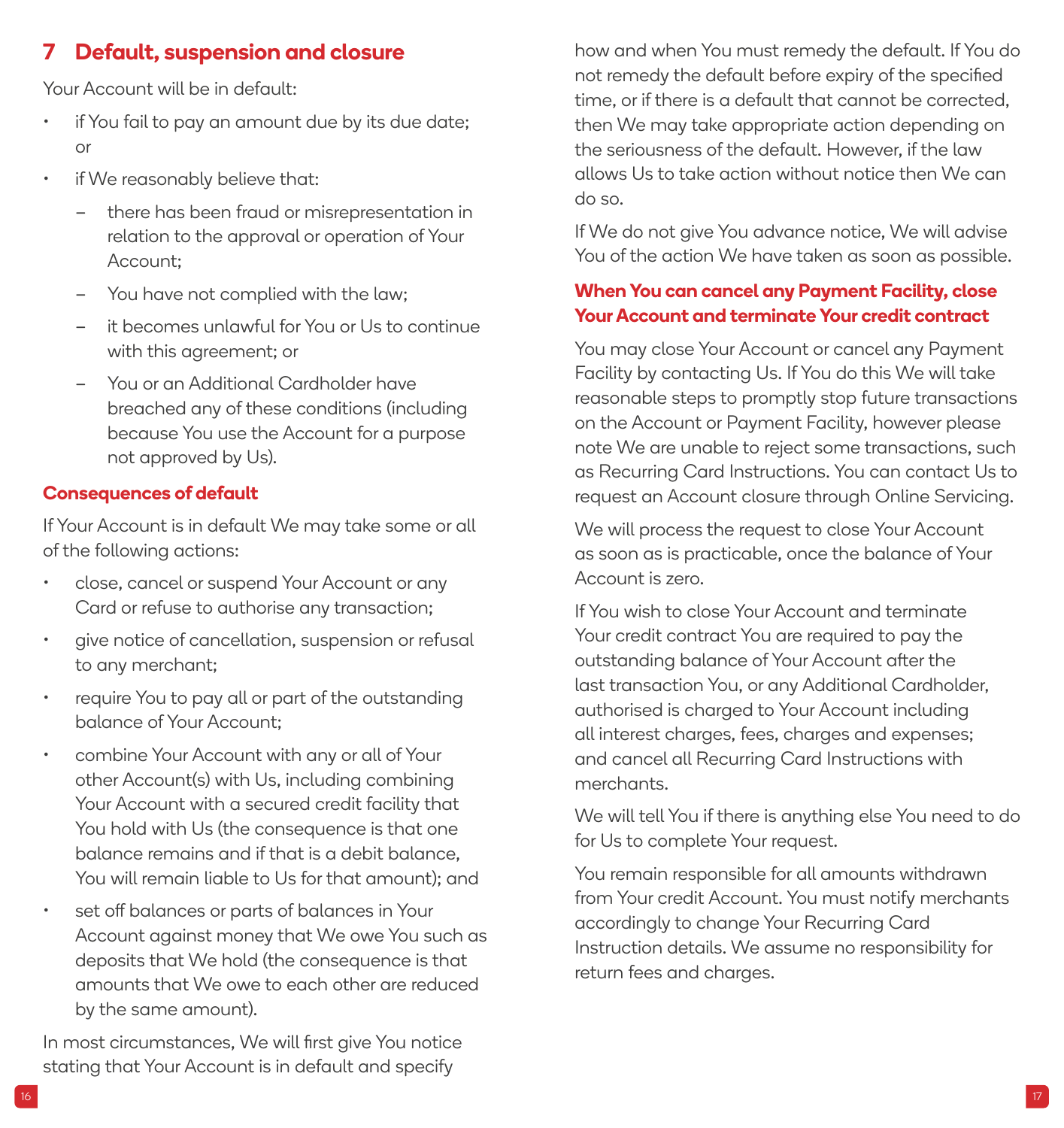## 7 Default, suspension and closure

Your Account will be in default:

- if You fail to pay an amount due by its due date; or
- if We reasonably believe that:
  - there has been fraud or misrepresentation in relation to the approval or operation of Your Account;
  - You have not complied with the law;
  - it becomes unlawful for You or Us to continue with this agreement; or
  - You or an Additional Cardholder have breached any of these conditions (including because You use the Account for a purpose not approved by Us).

### Consequences of default

If Your Account is in default We may take some or all of the following actions:

- close, cancel or suspend Your Account or any Card or refuse to authorise any transaction;
- give notice of cancellation, suspension or refusal to any merchant;
- require You to pay all or part of the outstanding balance of Your Account;
- combine Your Account with any or all of Your other Account(s) with Us, including combining Your Account with a secured credit facility that You hold with Us (the consequence is that one balance remains and if that is a debit balance, You will remain liable to Us for that amount); and
- set off balances or parts of balances in Your Account against money that We owe You such as deposits that We hold (the consequence is that amounts that We owe to each other are reduced by the same amount).

In most circumstances, We will first give You notice stating that Your Account is in default and specify how and when You must remedy the default. If You do not remedy the default before expiry of the specified time, or if there is a default that cannot be corrected, then We may take appropriate action depending on the seriousness of the default. However, if the law allows Us to take action without notice then We can do so.

If We do not give You advance notice, We will advise You of the action We have taken as soon as possible.

### When You can cancel any Payment Facility, close Your Account and terminate Your credit contract

You may close Your Account or cancel any Payment Facility by contacting Us. If You do this We will take reasonable steps to promptly stop future transactions on the Account or Payment Facility, however please note We are unable to reject some transactions, such as Recurring Card Instructions. You can contact Us to request an Account closure through Online Servicing.

We will process the request to close Your Account as soon as is practicable, once the balance of Your Account is zero.

If You wish to close Your Account and terminate Your credit contract You are required to pay the outstanding balance of Your Account after the last transaction You, or any Additional Cardholder, authorised is charged to Your Account including all interest charges, fees, charges and expenses; and cancel all Recurring Card Instructions with merchants.

We will tell You if there is anything else You need to do for Us to complete Your request.

You remain responsible for all amounts withdrawn from Your credit Account. You must notify merchants accordingly to change Your Recurring Card Instruction details. We assume no responsibility for return fees and charges.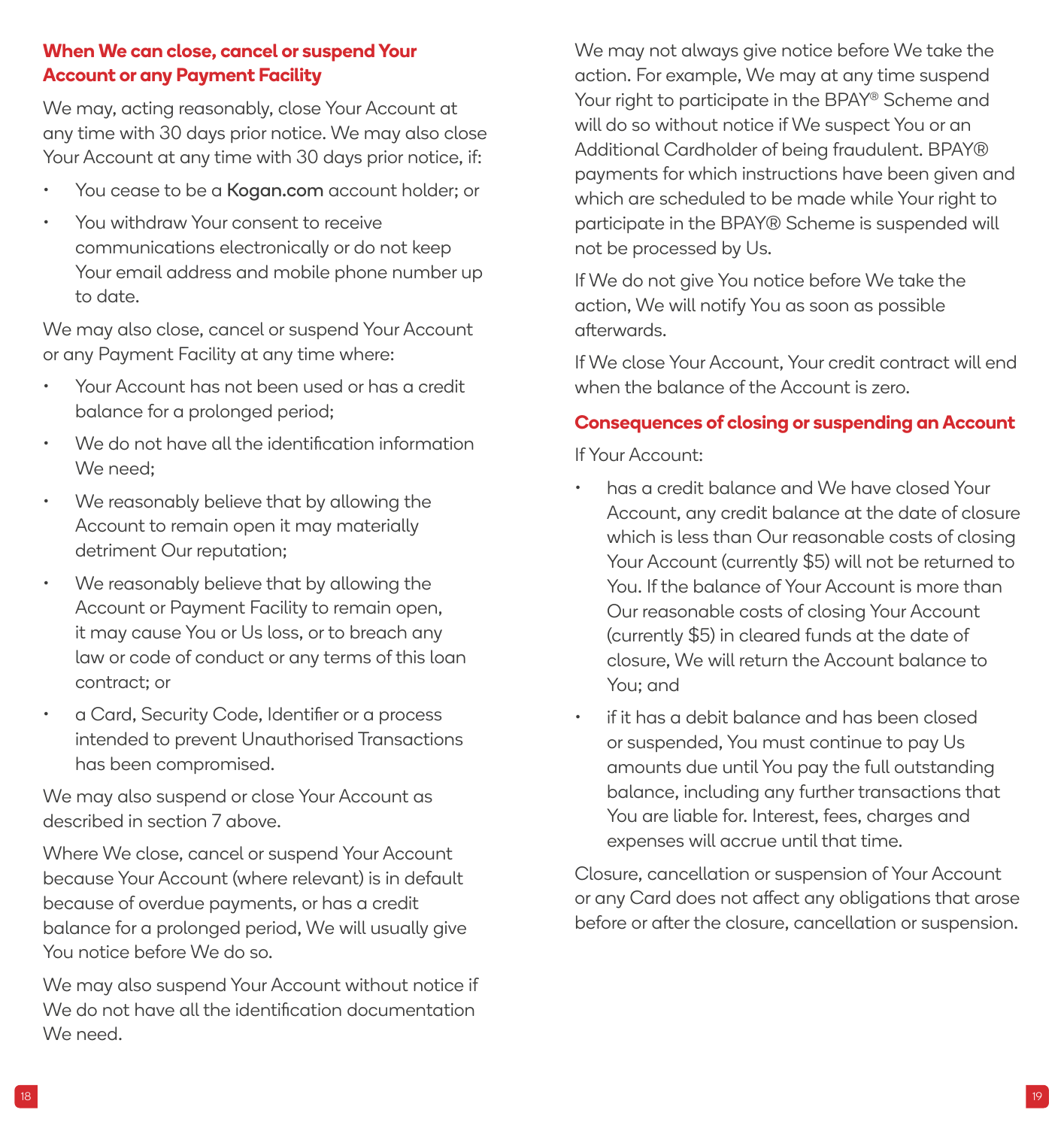### When We can close, cancel or suspend Your Account or any Payment Facility

We may, acting reasonably, close Your Account at any time with 30 days prior notice. We may also close Your Account at any time with 30 days prior notice, if:

- You cease to be a Kogan.com account holder; or
- You withdraw Your consent to receive communications electronically or do not keep Your email address and mobile phone number up to date.

We may also close, cancel or suspend Your Account or any Payment Facility at any time where:

- Your Account has not been used or has a credit balance for a prolonged period;
- We do not have all the identification information We need;
- We reasonably believe that by allowing the Account to remain open it may materially detriment Our reputation;
- We reasonably believe that by allowing the Account or Payment Facility to remain open, it may cause You or Us loss, or to breach any law or code of conduct or any terms of this loan contract; or
- a Card, Security Code, Identifier or a process intended to prevent Unauthorised Transactions has been compromised.

We may also suspend or close Your Account as described in section 7 above.

Where We close, cancel or suspend Your Account because Your Account (where relevant) is in default because of overdue payments, or has a credit balance for a prolonged period, We will usually give You notice before We do so.

We may also suspend Your Account without notice if We do not have all the identification documentation We need.

We may not always give notice before We take the action. For example, We may at any time suspend Your right to participate in the BPAY® Scheme and will do so without notice if We suspect You or an Additional Cardholder of being fraudulent. BPAY® payments for which instructions have been given and which are scheduled to be made while Your right to participate in the BPAY® Scheme is suspended will not be processed by Us.

If We do not give You notice before We take the action, We will notify You as soon as possible afterwards.

If We close Your Account, Your credit contract will end when the balance of the Account is zero.

### Consequences of closing or suspending an Account

If Your Account:

- has a credit balance and We have closed Your Account, any credit balance at the date of closure which is less than Our reasonable costs of closing Your Account (currently $5) will not be returned to You. If the balance of Your Account is more than Our reasonable costs of closing Your Account (currently $5) in cleared funds at the date of closure, We will return the Account balance to You; and
- if it has a debit balance and has been closed or suspended, You must continue to pay Us amounts due until You pay the full outstanding balance, including any further transactions that You are liable for. Interest, fees, charges and expenses will accrue until that time.

Closure, cancellation or suspension of Your Account or any Card does not affect any obligations that arose before or after the closure, cancellation or suspension.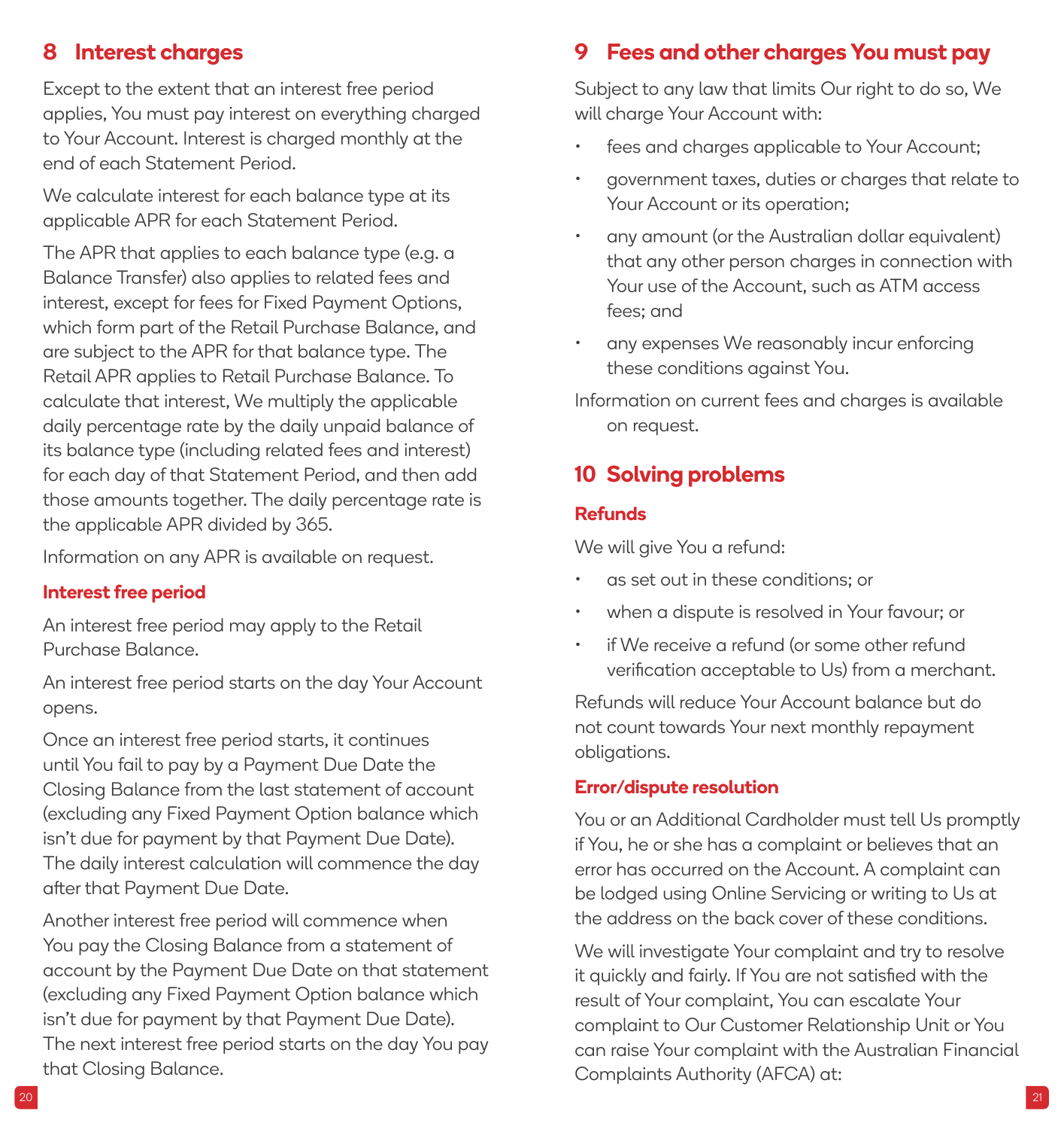## 8 Interest charges

Except to the extent that an interest free period applies, You must pay interest on everything charged to Your Account. Interest is charged monthly at the end of each Statement Period.

We calculate interest for each balance type at its applicable APR for each Statement Period.

The APR that applies to each balance type (e.g. a Balance Transfer) also applies to related fees and interest, except for fees for Fixed Payment Options, which form part of the Retail Purchase Balance, and are subject to the APR for that balance type. The Retail APR applies to Retail Purchase Balance. To calculate that interest, We multiply the applicable daily percentage rate by the daily unpaid balance of its balance type (including related fees and interest) for each day of that Statement Period, and then add those amounts together. The daily percentage rate is the applicable APR divided by 365.

Information on any APR is available on request.

### Interest free period

An interest free period may apply to the Retail Purchase Balance.

An interest free period starts on the day Your Account opens.

Once an interest free period starts, it continues until You fail to pay by a Payment Due Date the Closing Balance from the last statement of account (excluding any Fixed Payment Option balance which isn't due for payment by that Payment Due Date). The daily interest calculation will commence the day after that Payment Due Date.

Another interest free period will commence when You pay the Closing Balance from a statement of account by the Payment Due Date on that statement (excluding any Fixed Payment Option balance which isn't due for payment by that Payment Due Date). The next interest free period starts on the day You pay that Closing Balance.

## 9 Fees and other charges You must pay

Subject to any law that limits Our right to do so, We will charge Your Account with:

- fees and charges applicable to Your Account;
- government taxes, duties or charges that relate to Your Account or its operation;
- any amount (or the Australian dollar equivalent) that any other person charges in connection with Your use of the Account, such as ATM access fees; and
- any expenses We reasonably incur enforcing these conditions against You.

Information on current fees and charges is available on request.

## 10 Solving problems

### Refunds

We will give You a refund:

- as set out in these conditions; or
- when a dispute is resolved in Your favour; or
- if We receive a refund (or some other refund verification acceptable to Us) from a merchant.

Refunds will reduce Your Account balance but do not count towards Your next monthly repayment obligations.

### Error/dispute resolution

You or an Additional Cardholder must tell Us promptly if You, he or she has a complaint or believes that an error has occurred on the Account. A complaint can be lodged using Online Servicing or writing to Us at the address on the back cover of these conditions.

We will investigate Your complaint and try to resolve it quickly and fairly. If You are not satisfied with the result of Your complaint, You can escalate Your complaint to Our Customer Relationship Unit or You can raise Your complaint with the Australian Financial Complaints Authority (AFCA) at: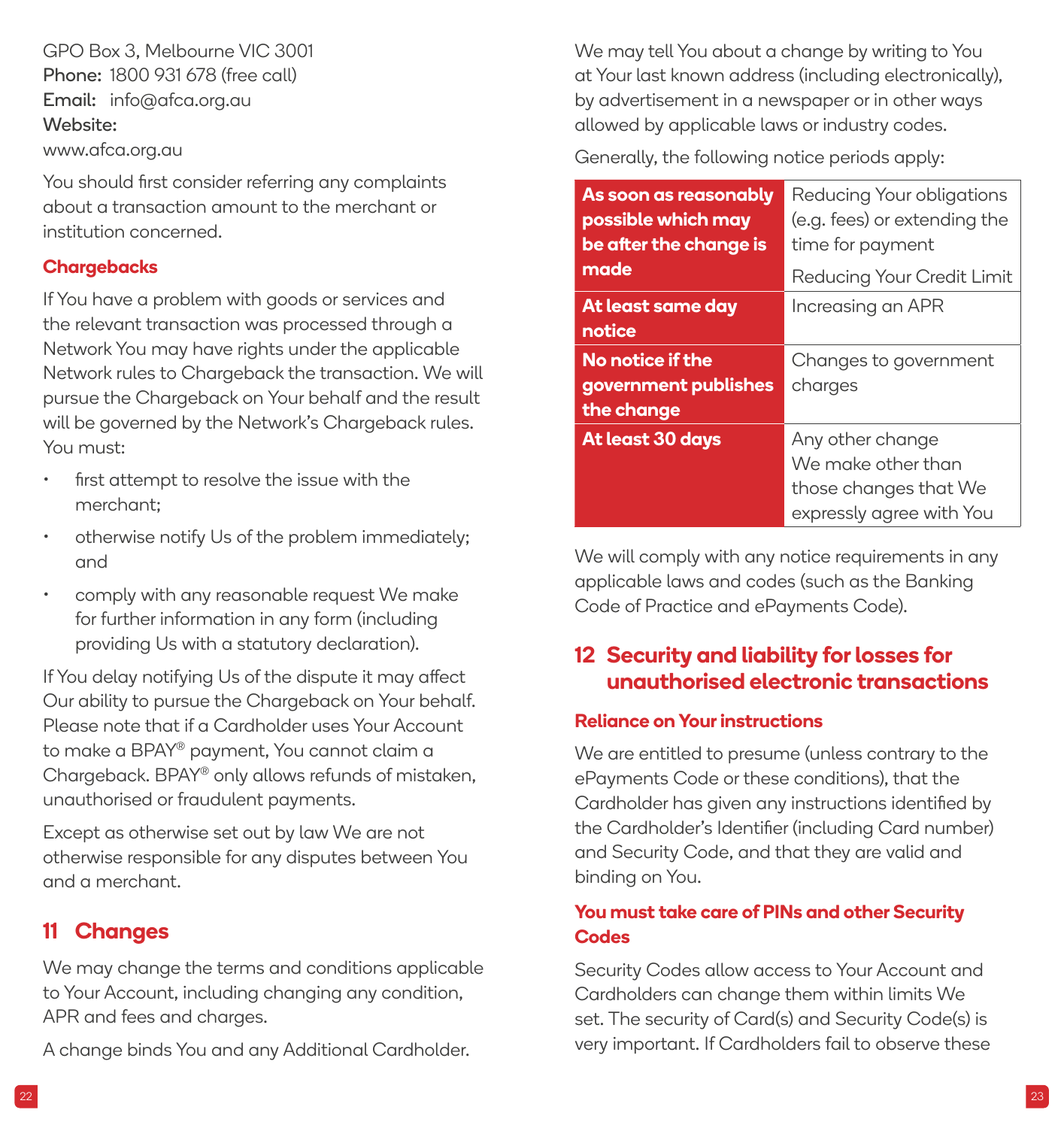GPO Box 3, Melbourne VIC 3001
**Phone:** 1800 931 678 (free call)
**Email:** info@afca.org.au
**Website:**
www.afca.org.au

You should first consider referring any complaints about a transaction amount to the merchant or institution concerned.

### Chargebacks

If You have a problem with goods or services and the relevant transaction was processed through a Network You may have rights under the applicable Network rules to Chargeback the transaction. We will pursue the Chargeback on Your behalf and the result will be governed by the Network's Chargeback rules. You must:

- first attempt to resolve the issue with the merchant;
- otherwise notify Us of the problem immediately; and
- comply with any reasonable request We make for further information in any form (including providing Us with a statutory declaration).

If You delay notifying Us of the dispute it may affect Our ability to pursue the Chargeback on Your behalf. Please note that if a Cardholder uses Your Account to make a BPAY® payment, You cannot claim a Chargeback. BPAY® only allows refunds of mistaken, unauthorised or fraudulent payments.

Except as otherwise set out by law We are not otherwise responsible for any disputes between You and a merchant.

## 11 Changes

We may change the terms and conditions applicable to Your Account, including changing any condition, APR and fees and charges.

A change binds You and any Additional Cardholder.

We may tell You about a change by writing to You at Your last known address (including electronically), by advertisement in a newspaper or in other ways allowed by applicable laws or industry codes.

Generally, the following notice periods apply:

| Notice period | Change |
|---|---|
| **As soon as reasonably possible which may be after the change is made** | Reducing Your obligations (e.g. fees) or extending the time for payment<br>Reducing Your Credit Limit |
| **At least same day notice** | Increasing an APR |
| **No notice if the government publishes the change** | Changes to government charges |
| **At least 30 days** | Any other change We make other than those changes that We expressly agree with You |

We will comply with any notice requirements in any applicable laws and codes (such as the Banking Code of Practice and ePayments Code).

## 12 Security and liability for losses for unauthorised electronic transactions

### Reliance on Your instructions

We are entitled to presume (unless contrary to the ePayments Code or these conditions), that the Cardholder has given any instructions identified by the Cardholder's Identifier (including Card number) and Security Code, and that they are valid and binding on You.

### You must take care of PINs and other Security Codes

Security Codes allow access to Your Account and Cardholders can change them within limits We set. The security of Card(s) and Security Code(s) is very important. If Cardholders fail to observe these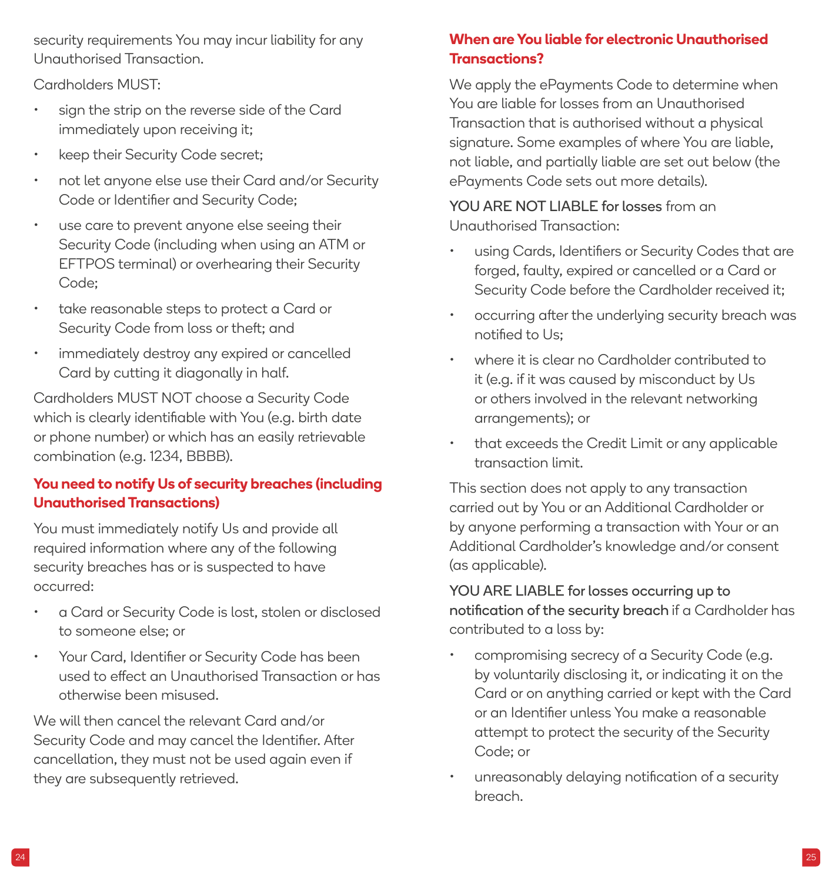security requirements You may incur liability for any Unauthorised Transaction.

Cardholders MUST:

- sign the strip on the reverse side of the Card immediately upon receiving it;
- keep their Security Code secret;
- not let anyone else use their Card and/or Security Code or Identifier and Security Code;
- use care to prevent anyone else seeing their Security Code (including when using an ATM or EFTPOS terminal) or overhearing their Security Code;
- take reasonable steps to protect a Card or Security Code from loss or theft; and
- immediately destroy any expired or cancelled Card by cutting it diagonally in half.

Cardholders MUST NOT choose a Security Code which is clearly identifiable with You (e.g. birth date or phone number) or which has an easily retrievable combination (e.g. 1234, BBBB).

## You need to notify Us of security breaches (including Unauthorised Transactions)

You must immediately notify Us and provide all required information where any of the following security breaches has or is suspected to have occurred:

- a Card or Security Code is lost, stolen or disclosed to someone else; or
- Your Card, Identifier or Security Code has been used to effect an Unauthorised Transaction or has otherwise been misused.

We will then cancel the relevant Card and/or Security Code and may cancel the Identifier. After cancellation, they must not be used again even if they are subsequently retrieved.

## When are You liable for electronic Unauthorised Transactions?

We apply the ePayments Code to determine when You are liable for losses from an Unauthorised Transaction that is authorised without a physical signature. Some examples of where You are liable, not liable, and partially liable are set out below (the ePayments Code sets out more details).

**YOU ARE NOT LIABLE for losses** from an Unauthorised Transaction:

- using Cards, Identifiers or Security Codes that are forged, faulty, expired or cancelled or a Card or Security Code before the Cardholder received it;
- occurring after the underlying security breach was notified to Us;
- where it is clear no Cardholder contributed to it (e.g. if it was caused by misconduct by Us or others involved in the relevant networking arrangements); or
- that exceeds the Credit Limit or any applicable transaction limit.

This section does not apply to any transaction carried out by You or an Additional Cardholder or by anyone performing a transaction with Your or an Additional Cardholder's knowledge and/or consent (as applicable).

**YOU ARE LIABLE for losses occurring up to notification of the security breach** if a Cardholder has contributed to a loss by:

- compromising secrecy of a Security Code (e.g. by voluntarily disclosing it, or indicating it on the Card or on anything carried or kept with the Card or an Identifier unless You make a reasonable attempt to protect the security of the Security Code; or
- unreasonably delaying notification of a security breach.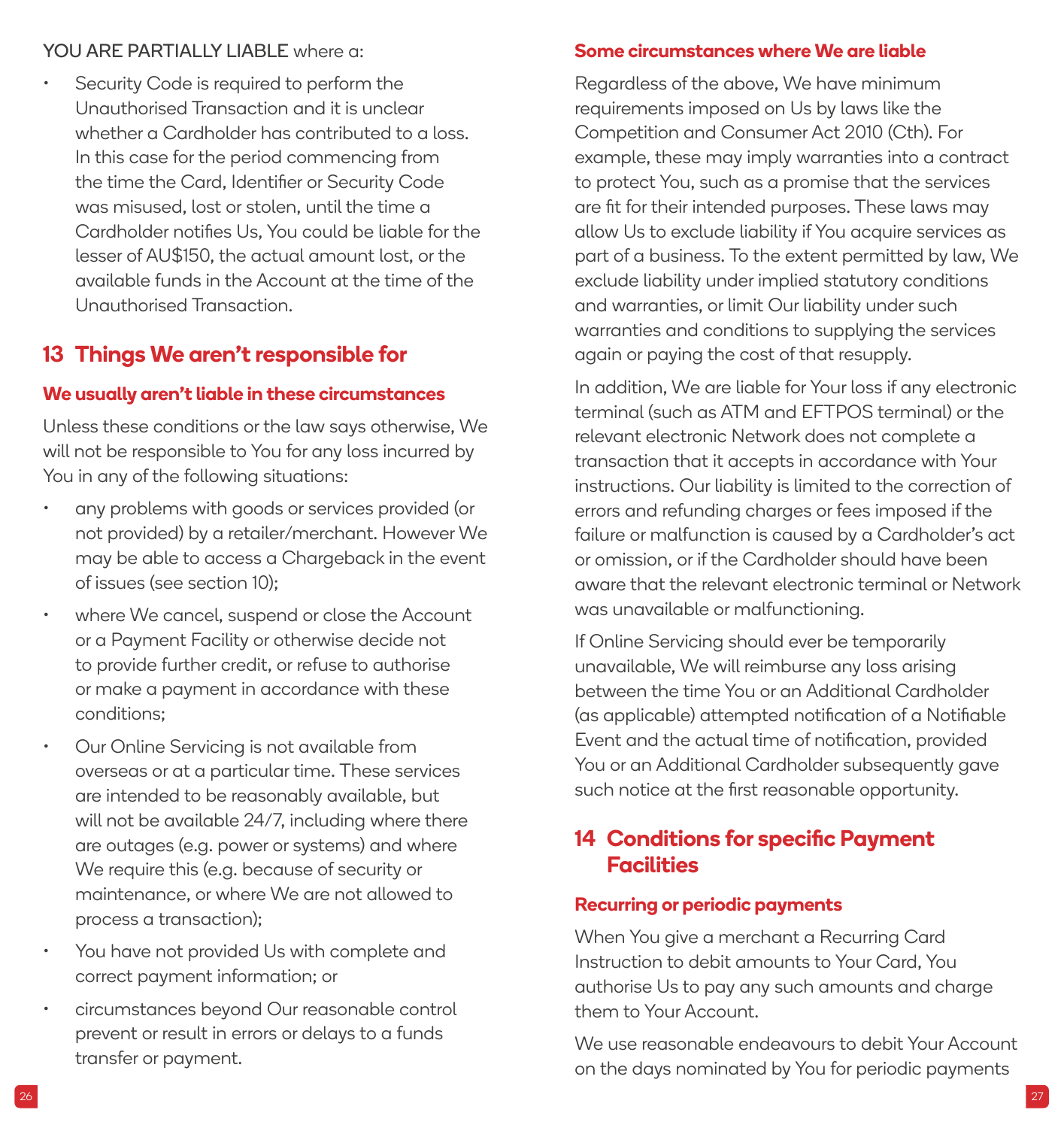YOU ARE PARTIALLY LIABLE where a:

- Security Code is required to perform the Unauthorised Transaction and it is unclear whether a Cardholder has contributed to a loss. In this case for the period commencing from the time the Card, Identifier or Security Code was misused, lost or stolen, until the time a Cardholder notifies Us, You could be liable for the lesser of AU$150, the actual amount lost, or the available funds in the Account at the time of the Unauthorised Transaction.

## 13 Things We aren't responsible for

### We usually aren't liable in these circumstances

Unless these conditions or the law says otherwise, We will not be responsible to You for any loss incurred by You in any of the following situations:

- any problems with goods or services provided (or not provided) by a retailer/merchant. However We may be able to access a Chargeback in the event of issues (see section 10);
- where We cancel, suspend or close the Account or a Payment Facility or otherwise decide not to provide further credit, or refuse to authorise or make a payment in accordance with these conditions;
- Our Online Servicing is not available from overseas or at a particular time. These services are intended to be reasonably available, but will not be available 24/7, including where there are outages (e.g. power or systems) and where We require this (e.g. because of security or maintenance, or where We are not allowed to process a transaction);
- You have not provided Us with complete and correct payment information; or
- circumstances beyond Our reasonable control prevent or result in errors or delays to a funds transfer or payment.

### Some circumstances where We are liable

Regardless of the above, We have minimum requirements imposed on Us by laws like the Competition and Consumer Act 2010 (Cth). For example, these may imply warranties into a contract to protect You, such as a promise that the services are fit for their intended purposes. These laws may allow Us to exclude liability if You acquire services as part of a business. To the extent permitted by law, We exclude liability under implied statutory conditions and warranties, or limit Our liability under such warranties and conditions to supplying the services again or paying the cost of that resupply.

In addition, We are liable for Your loss if any electronic terminal (such as ATM and EFTPOS terminal) or the relevant electronic Network does not complete a transaction that it accepts in accordance with Your instructions. Our liability is limited to the correction of errors and refunding charges or fees imposed if the failure or malfunction is caused by a Cardholder's act or omission, or if the Cardholder should have been aware that the relevant electronic terminal or Network was unavailable or malfunctioning.

If Online Servicing should ever be temporarily unavailable, We will reimburse any loss arising between the time You or an Additional Cardholder (as applicable) attempted notification of a Notifiable Event and the actual time of notification, provided You or an Additional Cardholder subsequently gave such notice at the first reasonable opportunity.

## 14 Conditions for specific Payment Facilities

### Recurring or periodic payments

When You give a merchant a Recurring Card Instruction to debit amounts to Your Card, You authorise Us to pay any such amounts and charge them to Your Account.

We use reasonable endeavours to debit Your Account on the days nominated by You for periodic payments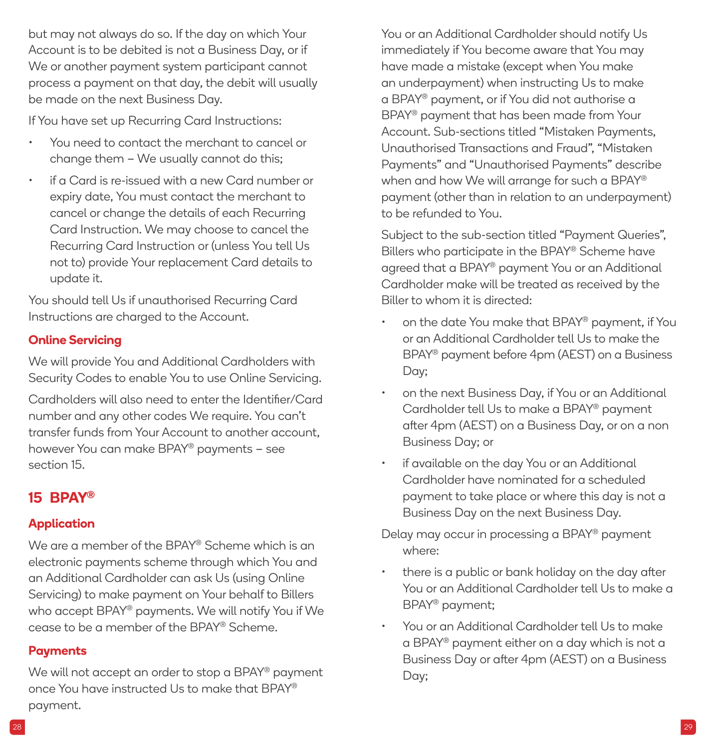but may not always do so. If the day on which Your Account is to be debited is not a Business Day, or if We or another payment system participant cannot process a payment on that day, the debit will usually be made on the next Business Day.

If You have set up Recurring Card Instructions:

- You need to contact the merchant to cancel or change them – We usually cannot do this;
- if a Card is re-issued with a new Card number or expiry date, You must contact the merchant to cancel or change the details of each Recurring Card Instruction. We may choose to cancel the Recurring Card Instruction or (unless You tell Us not to) provide Your replacement Card details to update it.

You should tell Us if unauthorised Recurring Card Instructions are charged to the Account.

### Online Servicing

We will provide You and Additional Cardholders with Security Codes to enable You to use Online Servicing.

Cardholders will also need to enter the Identifier/Card number and any other codes We require. You can't transfer funds from Your Account to another account, however You can make BPAY® payments – see section 15.

## 15 BPAY®

### Application

We are a member of the BPAY® Scheme which is an electronic payments scheme through which You and an Additional Cardholder can ask Us (using Online Servicing) to make payment on Your behalf to Billers who accept BPAY® payments. We will notify You if We cease to be a member of the BPAY® Scheme.

### Payments

We will not accept an order to stop a BPAY® payment once You have instructed Us to make that BPAY® payment.

You or an Additional Cardholder should notify Us immediately if You become aware that You may have made a mistake (except when You make an underpayment) when instructing Us to make a BPAY® payment, or if You did not authorise a BPAY® payment that has been made from Your Account. Sub-sections titled "Mistaken Payments, Unauthorised Transactions and Fraud", "Mistaken Payments" and "Unauthorised Payments" describe when and how We will arrange for such a BPAY® payment (other than in relation to an underpayment) to be refunded to You.

Subject to the sub-section titled "Payment Queries", Billers who participate in the BPAY® Scheme have agreed that a BPAY® payment You or an Additional Cardholder make will be treated as received by the Biller to whom it is directed:

- on the date You make that BPAY® payment, if You or an Additional Cardholder tell Us to make the BPAY® payment before 4pm (AEST) on a Business Day;
- on the next Business Day, if You or an Additional Cardholder tell Us to make a BPAY® payment after 4pm (AEST) on a Business Day, or on a non Business Day; or
- if available on the day You or an Additional Cardholder have nominated for a scheduled payment to take place or where this day is not a Business Day on the next Business Day.

Delay may occur in processing a BPAY® payment where:

- there is a public or bank holiday on the day after You or an Additional Cardholder tell Us to make a BPAY® payment;
- You or an Additional Cardholder tell Us to make a BPAY® payment either on a day which is not a Business Day or after 4pm (AEST) on a Business Day;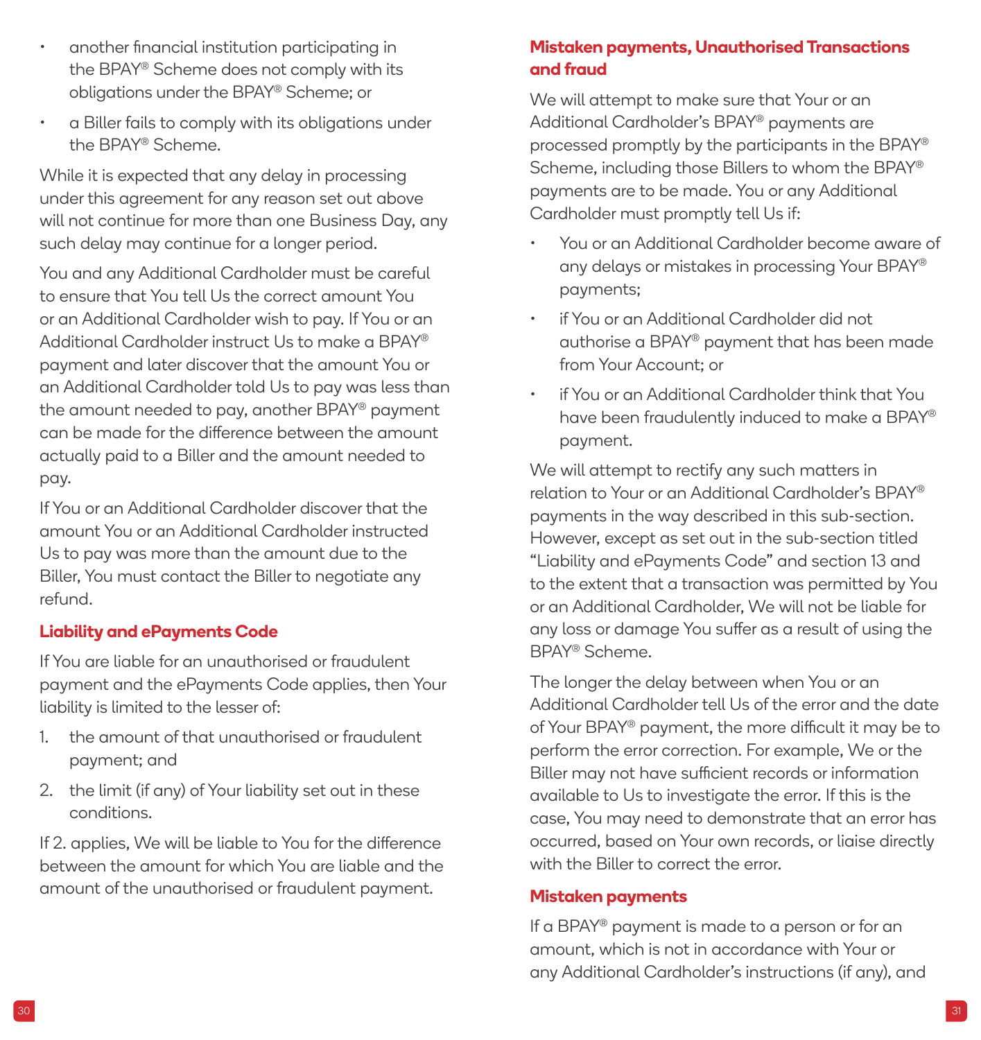- another financial institution participating in the BPAY® Scheme does not comply with its obligations under the BPAY® Scheme; or
- a Biller fails to comply with its obligations under the BPAY® Scheme.

While it is expected that any delay in processing under this agreement for any reason set out above will not continue for more than one Business Day, any such delay may continue for a longer period.

You and any Additional Cardholder must be careful to ensure that You tell Us the correct amount You or an Additional Cardholder wish to pay. If You or an Additional Cardholder instruct Us to make a BPAY® payment and later discover that the amount You or an Additional Cardholder told Us to pay was less than the amount needed to pay, another BPAY® payment can be made for the difference between the amount actually paid to a Biller and the amount needed to pay.

If You or an Additional Cardholder discover that the amount You or an Additional Cardholder instructed Us to pay was more than the amount due to the Biller, You must contact the Biller to negotiate any refund.

### Liability and ePayments Code

If You are liable for an unauthorised or fraudulent payment and the ePayments Code applies, then Your liability is limited to the lesser of:

1. the amount of that unauthorised or fraudulent payment; and
2. the limit (if any) of Your liability set out in these conditions.

If 2. applies, We will be liable to You for the difference between the amount for which You are liable and the amount of the unauthorised or fraudulent payment.

### Mistaken payments, Unauthorised Transactions and fraud

We will attempt to make sure that Your or an Additional Cardholder's BPAY® payments are processed promptly by the participants in the BPAY® Scheme, including those Billers to whom the BPAY® payments are to be made. You or any Additional Cardholder must promptly tell Us if:

- You or an Additional Cardholder become aware of any delays or mistakes in processing Your BPAY® payments;
- if You or an Additional Cardholder did not authorise a BPAY® payment that has been made from Your Account; or
- if You or an Additional Cardholder think that You have been fraudulently induced to make a BPAY® payment.

We will attempt to rectify any such matters in relation to Your or an Additional Cardholder's BPAY® payments in the way described in this sub-section. However, except as set out in the sub-section titled "Liability and ePayments Code" and section 13 and to the extent that a transaction was permitted by You or an Additional Cardholder, We will not be liable for any loss or damage You suffer as a result of using the BPAY® Scheme.

The longer the delay between when You or an Additional Cardholder tell Us of the error and the date of Your BPAY® payment, the more difficult it may be to perform the error correction. For example, We or the Biller may not have sufficient records or information available to Us to investigate the error. If this is the case, You may need to demonstrate that an error has occurred, based on Your own records, or liaise directly with the Biller to correct the error.

### Mistaken payments

If a BPAY® payment is made to a person or for an amount, which is not in accordance with Your or any Additional Cardholder's instructions (if any), and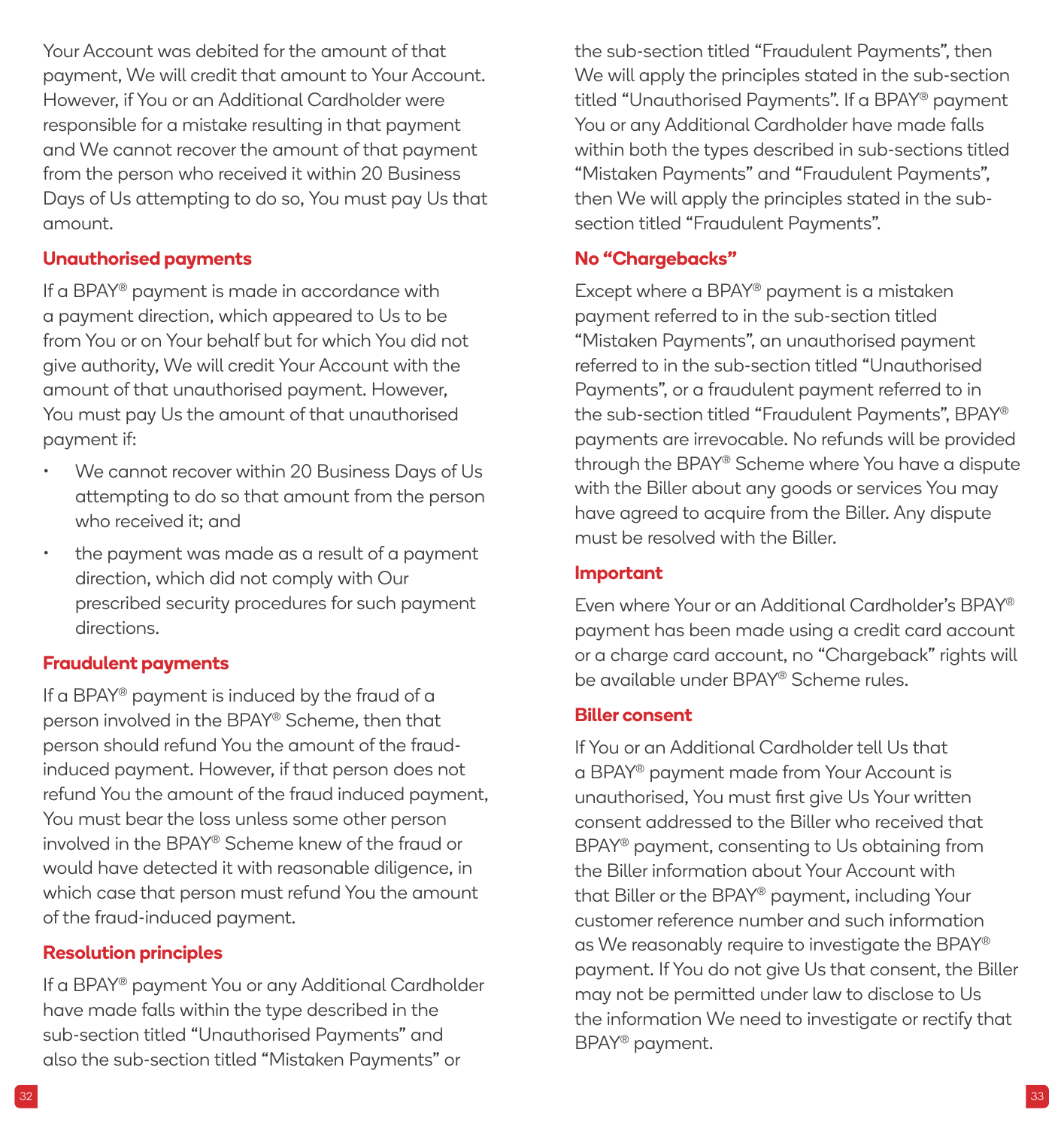Your Account was debited for the amount of that payment, We will credit that amount to Your Account. However, if You or an Additional Cardholder were responsible for a mistake resulting in that payment and We cannot recover the amount of that payment from the person who received it within 20 Business Days of Us attempting to do so, You must pay Us that amount.

## Unauthorised payments

If a BPAY® payment is made in accordance with a payment direction, which appeared to Us to be from You or on Your behalf but for which You did not give authority, We will credit Your Account with the amount of that unauthorised payment. However, You must pay Us the amount of that unauthorised payment if:

- We cannot recover within 20 Business Days of Us attempting to do so that amount from the person who received it; and
- the payment was made as a result of a payment direction, which did not comply with Our prescribed security procedures for such payment directions.

## Fraudulent payments

If a BPAY® payment is induced by the fraud of a person involved in the BPAY® Scheme, then that person should refund You the amount of the fraud-induced payment. However, if that person does not refund You the amount of the fraud induced payment, You must bear the loss unless some other person involved in the BPAY® Scheme knew of the fraud or would have detected it with reasonable diligence, in which case that person must refund You the amount of the fraud-induced payment.

## Resolution principles

If a BPAY® payment You or any Additional Cardholder have made falls within the type described in the sub-section titled "Unauthorised Payments" and also the sub-section titled "Mistaken Payments" or the sub-section titled "Fraudulent Payments", then We will apply the principles stated in the sub-section titled "Unauthorised Payments". If a BPAY® payment You or any Additional Cardholder have made falls within both the types described in sub-sections titled "Mistaken Payments" and "Fraudulent Payments", then We will apply the principles stated in the sub-section titled "Fraudulent Payments".

## No "Chargebacks"

Except where a BPAY® payment is a mistaken payment referred to in the sub-section titled "Mistaken Payments", an unauthorised payment referred to in the sub-section titled "Unauthorised Payments", or a fraudulent payment referred to in the sub-section titled "Fraudulent Payments", BPAY® payments are irrevocable. No refunds will be provided through the BPAY® Scheme where You have a dispute with the Biller about any goods or services You may have agreed to acquire from the Biller. Any dispute must be resolved with the Biller.

## Important

Even where Your or an Additional Cardholder's BPAY® payment has been made using a credit card account or a charge card account, no "Chargeback" rights will be available under BPAY® Scheme rules.

## Biller consent

If You or an Additional Cardholder tell Us that a BPAY® payment made from Your Account is unauthorised, You must first give Us Your written consent addressed to the Biller who received that BPAY® payment, consenting to Us obtaining from the Biller information about Your Account with that Biller or the BPAY® payment, including Your customer reference number and such information as We reasonably require to investigate the BPAY® payment. If You do not give Us that consent, the Biller may not be permitted under law to disclose to Us the information We need to investigate or rectify that BPAY® payment.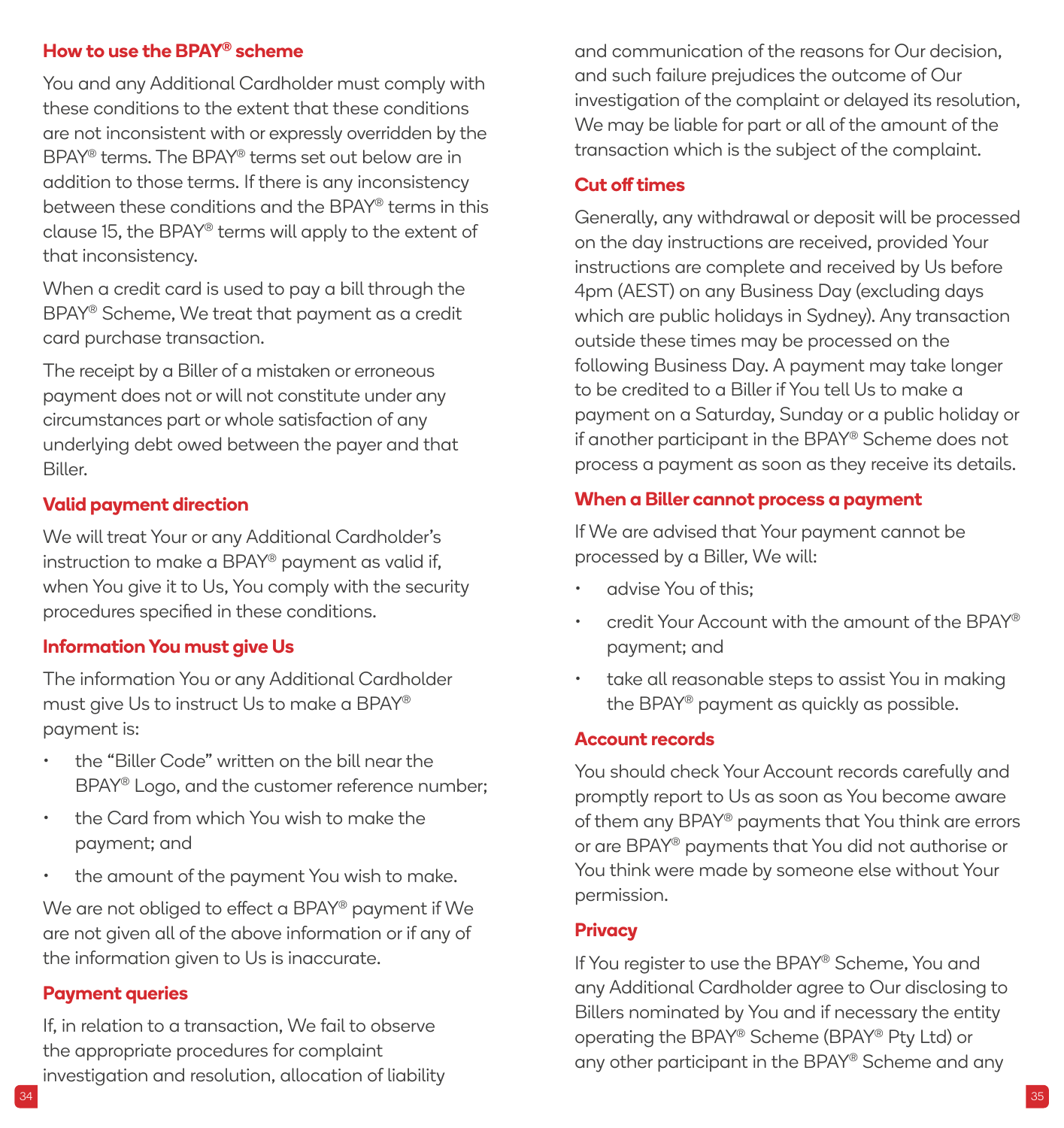### How to use the BPAY® scheme

You and any Additional Cardholder must comply with these conditions to the extent that these conditions are not inconsistent with or expressly overridden by the BPAY® terms. The BPAY® terms set out below are in addition to those terms. If there is any inconsistency between these conditions and the BPAY® terms in this clause 15, the BPAY® terms will apply to the extent of that inconsistency.

When a credit card is used to pay a bill through the BPAY® Scheme, We treat that payment as a credit card purchase transaction.

The receipt by a Biller of a mistaken or erroneous payment does not or will not constitute under any circumstances part or whole satisfaction of any underlying debt owed between the payer and that Biller.

### Valid payment direction

We will treat Your or any Additional Cardholder's instruction to make a BPAY® payment as valid if, when You give it to Us, You comply with the security procedures specified in these conditions.

### Information You must give Us

The information You or any Additional Cardholder must give Us to instruct Us to make a BPAY® payment is:

- the "Biller Code" written on the bill near the BPAY® Logo, and the customer reference number;
- the Card from which You wish to make the payment; and
- the amount of the payment You wish to make.

We are not obliged to effect a BPAY® payment if We are not given all of the above information or if any of the information given to Us is inaccurate.

### Payment queries

If, in relation to a transaction, We fail to observe the appropriate procedures for complaint investigation and resolution, allocation of liability and communication of the reasons for Our decision, and such failure prejudices the outcome of Our investigation of the complaint or delayed its resolution, We may be liable for part or all of the amount of the transaction which is the subject of the complaint.

### Cut off times

Generally, any withdrawal or deposit will be processed on the day instructions are received, provided Your instructions are complete and received by Us before 4pm (AEST) on any Business Day (excluding days which are public holidays in Sydney). Any transaction outside these times may be processed on the following Business Day. A payment may take longer to be credited to a Biller if You tell Us to make a payment on a Saturday, Sunday or a public holiday or if another participant in the BPAY® Scheme does not process a payment as soon as they receive its details.

### When a Biller cannot process a payment

If We are advised that Your payment cannot be processed by a Biller, We will:

- advise You of this;
- credit Your Account with the amount of the BPAY® payment; and
- take all reasonable steps to assist You in making the BPAY® payment as quickly as possible.

### Account records

You should check Your Account records carefully and promptly report to Us as soon as You become aware of them any BPAY® payments that You think are errors or are BPAY® payments that You did not authorise or You think were made by someone else without Your permission.

### Privacy

If You register to use the BPAY® Scheme, You and any Additional Cardholder agree to Our disclosing to Billers nominated by You and if necessary the entity operating the BPAY® Scheme (BPAY® Pty Ltd) or any other participant in the BPAY® Scheme and any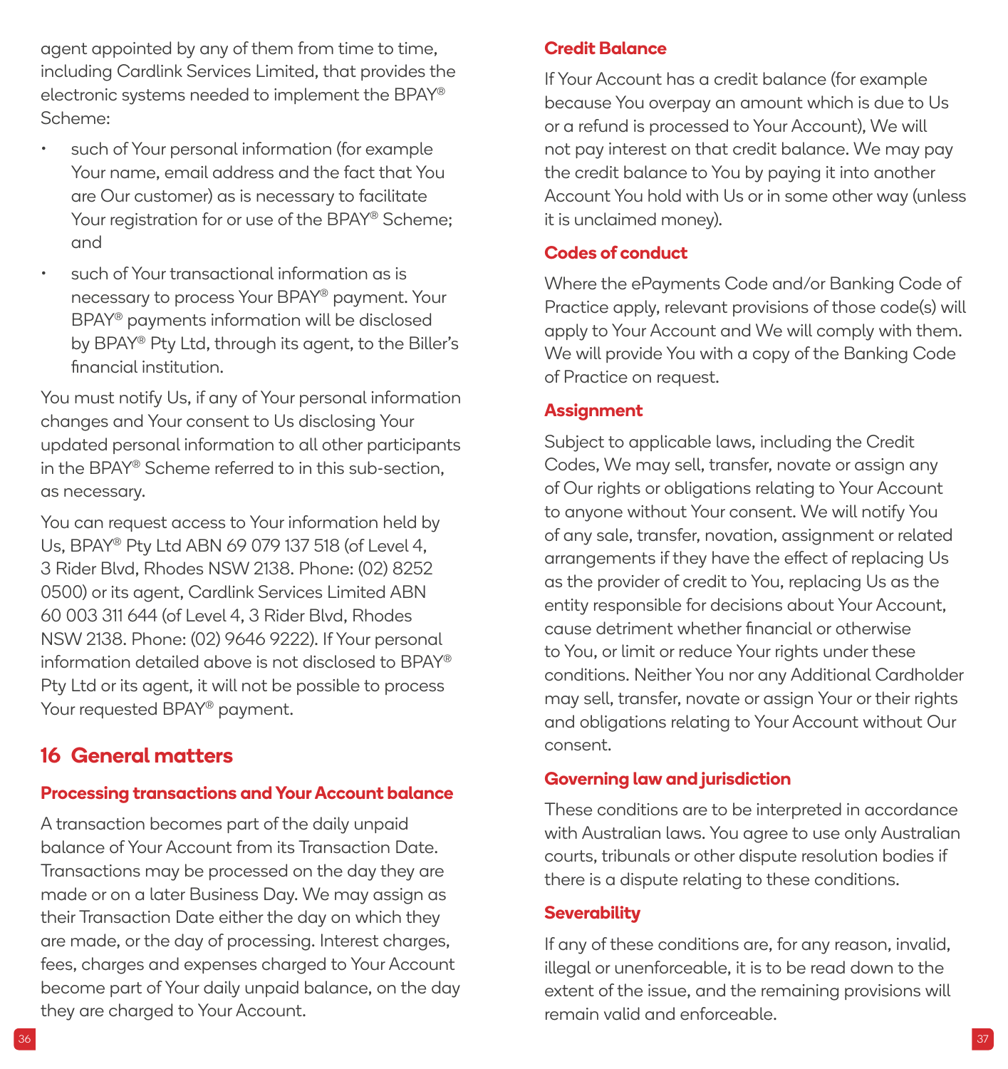agent appointed by any of them from time to time, including Cardlink Services Limited, that provides the electronic systems needed to implement the BPAY® Scheme:

- such of Your personal information (for example Your name, email address and the fact that You are Our customer) as is necessary to facilitate Your registration for or use of the BPAY® Scheme; and
- such of Your transactional information as is necessary to process Your BPAY® payment. Your BPAY® payments information will be disclosed by BPAY® Pty Ltd, through its agent, to the Biller's financial institution.

You must notify Us, if any of Your personal information changes and Your consent to Us disclosing Your updated personal information to all other participants in the BPAY® Scheme referred to in this sub-section, as necessary.

You can request access to Your information held by Us, BPAY® Pty Ltd ABN 69 079 137 518 (of Level 4, 3 Rider Blvd, Rhodes NSW 2138. Phone: (02) 8252 0500) or its agent, Cardlink Services Limited ABN 60 003 311 644 (of Level 4, 3 Rider Blvd, Rhodes NSW 2138. Phone: (02) 9646 9222). If Your personal information detailed above is not disclosed to BPAY® Pty Ltd or its agent, it will not be possible to process Your requested BPAY® payment.

## 16 General matters

### Processing transactions and Your Account balance

A transaction becomes part of the daily unpaid balance of Your Account from its Transaction Date. Transactions may be processed on the day they are made or on a later Business Day. We may assign as their Transaction Date either the day on which they are made, or the day of processing. Interest charges, fees, charges and expenses charged to Your Account become part of Your daily unpaid balance, on the day they are charged to Your Account.

### Credit Balance

If Your Account has a credit balance (for example because You overpay an amount which is due to Us or a refund is processed to Your Account), We will not pay interest on that credit balance. We may pay the credit balance to You by paying it into another Account You hold with Us or in some other way (unless it is unclaimed money).

### Codes of conduct

Where the ePayments Code and/or Banking Code of Practice apply, relevant provisions of those code(s) will apply to Your Account and We will comply with them. We will provide You with a copy of the Banking Code of Practice on request.

### Assignment

Subject to applicable laws, including the Credit Codes, We may sell, transfer, novate or assign any of Our rights or obligations relating to Your Account to anyone without Your consent. We will notify You of any sale, transfer, novation, assignment or related arrangements if they have the effect of replacing Us as the provider of credit to You, replacing Us as the entity responsible for decisions about Your Account, cause detriment whether financial or otherwise to You, or limit or reduce Your rights under these conditions. Neither You nor any Additional Cardholder may sell, transfer, novate or assign Your or their rights and obligations relating to Your Account without Our consent.

### Governing law and jurisdiction

These conditions are to be interpreted in accordance with Australian laws. You agree to use only Australian courts, tribunals or other dispute resolution bodies if there is a dispute relating to these conditions.

### Severability

If any of these conditions are, for any reason, invalid, illegal or unenforceable, it is to be read down to the extent of the issue, and the remaining provisions will remain valid and enforceable.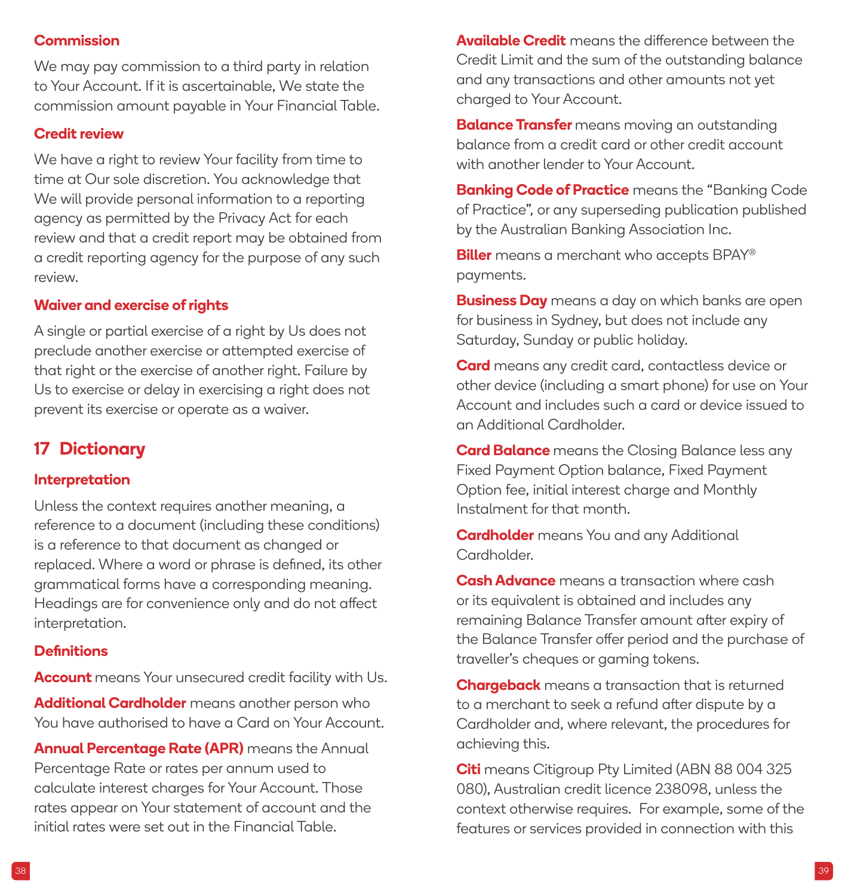### Commission

We may pay commission to a third party in relation to Your Account. If it is ascertainable, We state the commission amount payable in Your Financial Table.

### Credit review

We have a right to review Your facility from time to time at Our sole discretion. You acknowledge that We will provide personal information to a reporting agency as permitted by the Privacy Act for each review and that a credit report may be obtained from a credit reporting agency for the purpose of any such review.

### Waiver and exercise of rights

A single or partial exercise of a right by Us does not preclude another exercise or attempted exercise of that right or the exercise of another right. Failure by Us to exercise or delay in exercising a right does not prevent its exercise or operate as a waiver.

## 17 Dictionary

### Interpretation

Unless the context requires another meaning, a reference to a document (including these conditions) is a reference to that document as changed or replaced. Where a word or phrase is defined, its other grammatical forms have a corresponding meaning. Headings are for convenience only and do not affect interpretation.

### Definitions

**Account** means Your unsecured credit facility with Us.

**Additional Cardholder** means another person who You have authorised to have a Card on Your Account.

**Annual Percentage Rate (APR)** means the Annual Percentage Rate or rates per annum used to calculate interest charges for Your Account. Those rates appear on Your statement of account and the initial rates were set out in the Financial Table.

**Available Credit** means the difference between the Credit Limit and the sum of the outstanding balance and any transactions and other amounts not yet charged to Your Account.

**Balance Transfer** means moving an outstanding balance from a credit card or other credit account with another lender to Your Account.

**Banking Code of Practice** means the "Banking Code of Practice", or any superseding publication published by the Australian Banking Association Inc.

**Biller** means a merchant who accepts BPAY® payments.

**Business Day** means a day on which banks are open for business in Sydney, but does not include any Saturday, Sunday or public holiday.

**Card** means any credit card, contactless device or other device (including a smart phone) for use on Your Account and includes such a card or device issued to an Additional Cardholder.

**Card Balance** means the Closing Balance less any Fixed Payment Option balance, Fixed Payment Option fee, initial interest charge and Monthly Instalment for that month.

**Cardholder** means You and any Additional Cardholder.

**Cash Advance** means a transaction where cash or its equivalent is obtained and includes any remaining Balance Transfer amount after expiry of the Balance Transfer offer period and the purchase of traveller's cheques or gaming tokens.

**Chargeback** means a transaction that is returned to a merchant to seek a refund after dispute by a Cardholder and, where relevant, the procedures for achieving this.

**Citi** means Citigroup Pty Limited (ABN 88 004 325 080), Australian credit licence 238098, unless the context otherwise requires. For example, some of the features or services provided in connection with this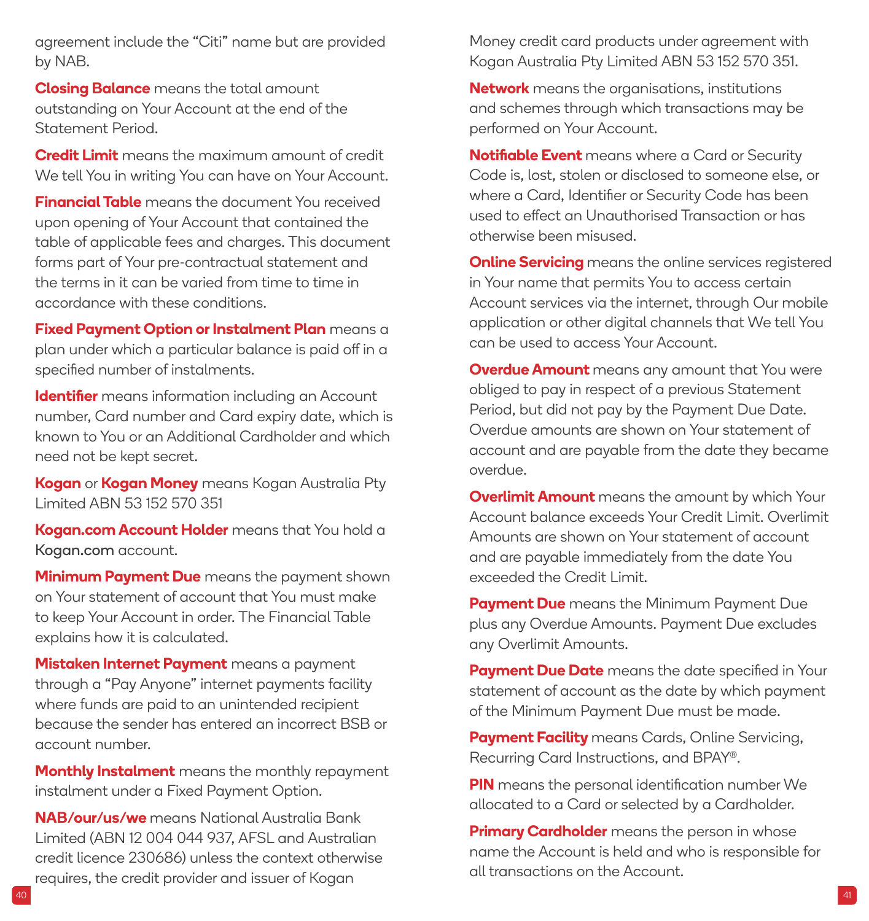agreement include the "Citi" name but are provided by NAB.

**Closing Balance** means the total amount outstanding on Your Account at the end of the Statement Period.

**Credit Limit** means the maximum amount of credit We tell You in writing You can have on Your Account.

**Financial Table** means the document You received upon opening of Your Account that contained the table of applicable fees and charges. This document forms part of Your pre-contractual statement and the terms in it can be varied from time to time in accordance with these conditions.

**Fixed Payment Option or Instalment Plan** means a plan under which a particular balance is paid off in a specified number of instalments.

**Identifier** means information including an Account number, Card number and Card expiry date, which is known to You or an Additional Cardholder and which need not be kept secret.

**Kogan** or **Kogan Money** means Kogan Australia Pty Limited ABN 53 152 570 351

**Kogan.com Account Holder** means that You hold a Kogan.com account.

**Minimum Payment Due** means the payment shown on Your statement of account that You must make to keep Your Account in order. The Financial Table explains how it is calculated.

**Mistaken Internet Payment** means a payment through a "Pay Anyone" internet payments facility where funds are paid to an unintended recipient because the sender has entered an incorrect BSB or account number.

**Monthly Instalment** means the monthly repayment instalment under a Fixed Payment Option.

**NAB/our/us/we** means National Australia Bank Limited (ABN 12 004 044 937, AFSL and Australian credit licence 230686) unless the context otherwise requires, the credit provider and issuer of Kogan Money credit card products under agreement with Kogan Australia Pty Limited ABN 53 152 570 351.

**Network** means the organisations, institutions and schemes through which transactions may be performed on Your Account.

**Notifiable Event** means where a Card or Security Code is, lost, stolen or disclosed to someone else, or where a Card, Identifier or Security Code has been used to effect an Unauthorised Transaction or has otherwise been misused.

**Online Servicing** means the online services registered in Your name that permits You to access certain Account services via the internet, through Our mobile application or other digital channels that We tell You can be used to access Your Account.

**Overdue Amount** means any amount that You were obliged to pay in respect of a previous Statement Period, but did not pay by the Payment Due Date. Overdue amounts are shown on Your statement of account and are payable from the date they became overdue.

**Overlimit Amount** means the amount by which Your Account balance exceeds Your Credit Limit. Overlimit Amounts are shown on Your statement of account and are payable immediately from the date You exceeded the Credit Limit.

**Payment Due** means the Minimum Payment Due plus any Overdue Amounts. Payment Due excludes any Overlimit Amounts.

**Payment Due Date** means the date specified in Your statement of account as the date by which payment of the Minimum Payment Due must be made.

**Payment Facility** means Cards, Online Servicing, Recurring Card Instructions, and BPAY®.

**PIN** means the personal identification number We allocated to a Card or selected by a Cardholder.

**Primary Cardholder** means the person in whose name the Account is held and who is responsible for all transactions on the Account.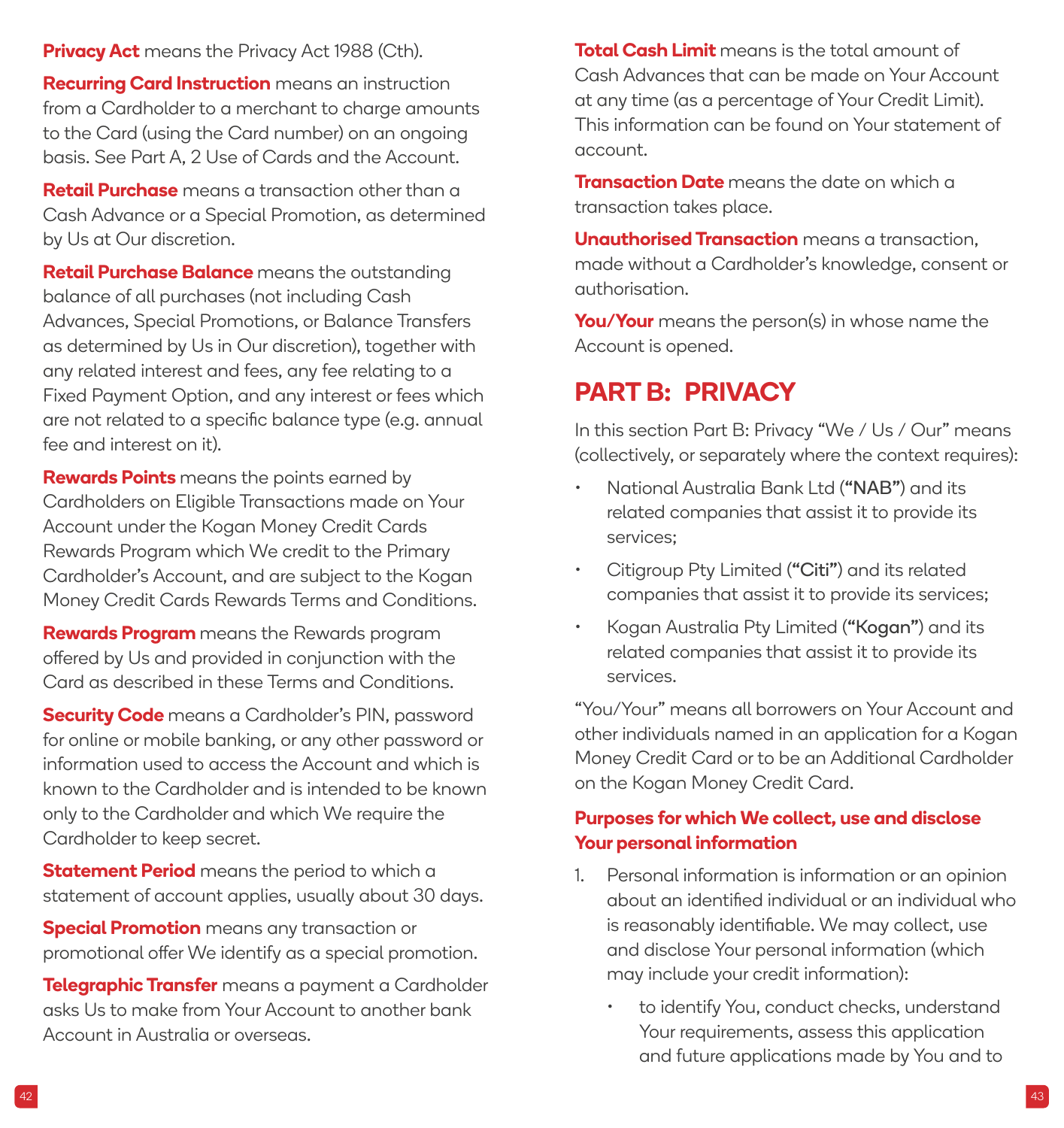**Privacy Act** means the Privacy Act 1988 (Cth).

**Recurring Card Instruction** means an instruction from a Cardholder to a merchant to charge amounts to the Card (using the Card number) on an ongoing basis. See Part A, 2 Use of Cards and the Account.

**Retail Purchase** means a transaction other than a Cash Advance or a Special Promotion, as determined by Us at Our discretion.

**Retail Purchase Balance** means the outstanding balance of all purchases (not including Cash Advances, Special Promotions, or Balance Transfers as determined by Us in Our discretion), together with any related interest and fees, any fee relating to a Fixed Payment Option, and any interest or fees which are not related to a specific balance type (e.g. annual fee and interest on it).

**Rewards Points** means the points earned by Cardholders on Eligible Transactions made on Your Account under the Kogan Money Credit Cards Rewards Program which We credit to the Primary Cardholder's Account, and are subject to the Kogan Money Credit Cards Rewards Terms and Conditions.

**Rewards Program** means the Rewards program offered by Us and provided in conjunction with the Card as described in these Terms and Conditions.

**Security Code** means a Cardholder's PIN, password for online or mobile banking, or any other password or information used to access the Account and which is known to the Cardholder and is intended to be known only to the Cardholder and which We require the Cardholder to keep secret.

**Statement Period** means the period to which a statement of account applies, usually about 30 days.

**Special Promotion** means any transaction or promotional offer We identify as a special promotion.

**Telegraphic Transfer** means a payment a Cardholder asks Us to make from Your Account to another bank Account in Australia or overseas.

**Total Cash Limit** means is the total amount of Cash Advances that can be made on Your Account at any time (as a percentage of Your Credit Limit). This information can be found on Your statement of account.

**Transaction Date** means the date on which a transaction takes place.

**Unauthorised Transaction** means a transaction, made without a Cardholder's knowledge, consent or authorisation.

**You/Your** means the person(s) in whose name the Account is opened.

# PART B: PRIVACY

In this section Part B: Privacy "We / Us / Our" means (collectively, or separately where the context requires):

- National Australia Bank Ltd (**"NAB"**) and its related companies that assist it to provide its services;
- Citigroup Pty Limited (**"Citi"**) and its related companies that assist it to provide its services;
- Kogan Australia Pty Limited (**"Kogan"**) and its related companies that assist it to provide its services.

"You/Your" means all borrowers on Your Account and other individuals named in an application for a Kogan Money Credit Card or to be an Additional Cardholder on the Kogan Money Credit Card.

## Purposes for which We collect, use and disclose Your personal information

1. Personal information is information or an opinion about an identified individual or an individual who is reasonably identifiable. We may collect, use and disclose Your personal information (which may include your credit information):
   - to identify You, conduct checks, understand Your requirements, assess this application and future applications made by You and to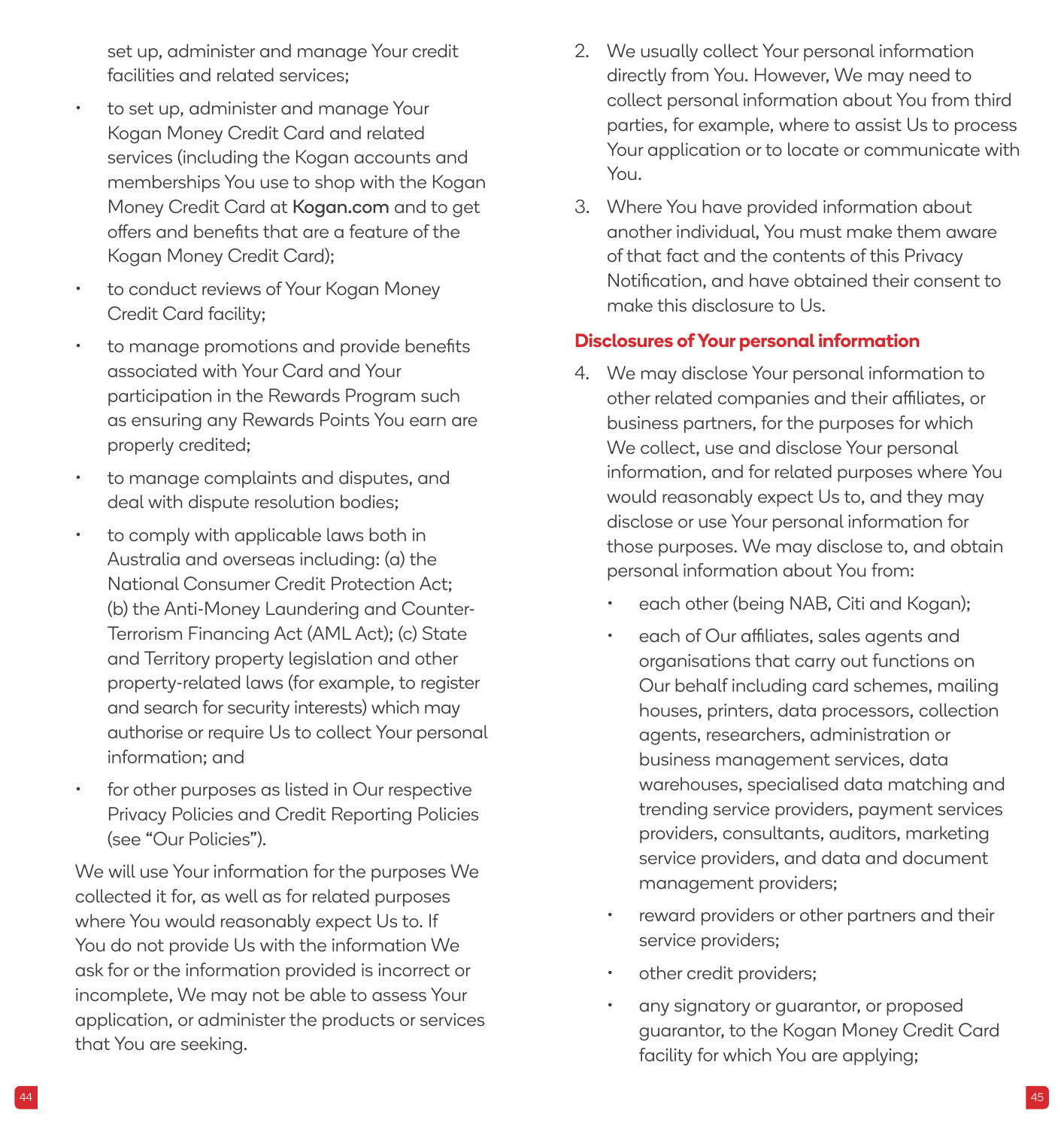set up, administer and manage Your credit facilities and related services;

- to set up, administer and manage Your Kogan Money Credit Card and related services (including the Kogan accounts and memberships You use to shop with the Kogan Money Credit Card at **Kogan.com** and to get offers and benefits that are a feature of the Kogan Money Credit Card);
- to conduct reviews of Your Kogan Money Credit Card facility;
- to manage promotions and provide benefits associated with Your Card and Your participation in the Rewards Program such as ensuring any Rewards Points You earn are properly credited;
- to manage complaints and disputes, and deal with dispute resolution bodies;
- to comply with applicable laws both in Australia and overseas including: (a) the National Consumer Credit Protection Act; (b) the Anti-Money Laundering and Counter-Terrorism Financing Act (AML Act); (c) State and Territory property legislation and other property-related laws (for example, to register and search for security interests) which may authorise or require Us to collect Your personal information; and
- for other purposes as listed in Our respective Privacy Policies and Credit Reporting Policies (see "Our Policies").

We will use Your information for the purposes We collected it for, as well as for related purposes where You would reasonably expect Us to. If You do not provide Us with the information We ask for or the information provided is incorrect or incomplete, We may not be able to assess Your application, or administer the products or services that You are seeking.

2. We usually collect Your personal information directly from You. However, We may need to collect personal information about You from third parties, for example, where to assist Us to process Your application or to locate or communicate with You.
3. Where You have provided information about another individual, You must make them aware of that fact and the contents of this Privacy Notification, and have obtained their consent to make this disclosure to Us.

## Disclosures of Your personal information

4. We may disclose Your personal information to other related companies and their affiliates, or business partners, for the purposes for which We collect, use and disclose Your personal information, and for related purposes where You would reasonably expect Us to, and they may disclose or use Your personal information for those purposes. We may disclose to, and obtain personal information about You from:
   - each other (being NAB, Citi and Kogan);
   - each of Our affiliates, sales agents and organisations that carry out functions on Our behalf including card schemes, mailing houses, printers, data processors, collection agents, researchers, administration or business management services, data warehouses, specialised data matching and trending service providers, payment services providers, consultants, auditors, marketing service providers, and data and document management providers;
   - reward providers or other partners and their service providers;
   - other credit providers;
   - any signatory or guarantor, or proposed guarantor, to the Kogan Money Credit Card facility for which You are applying;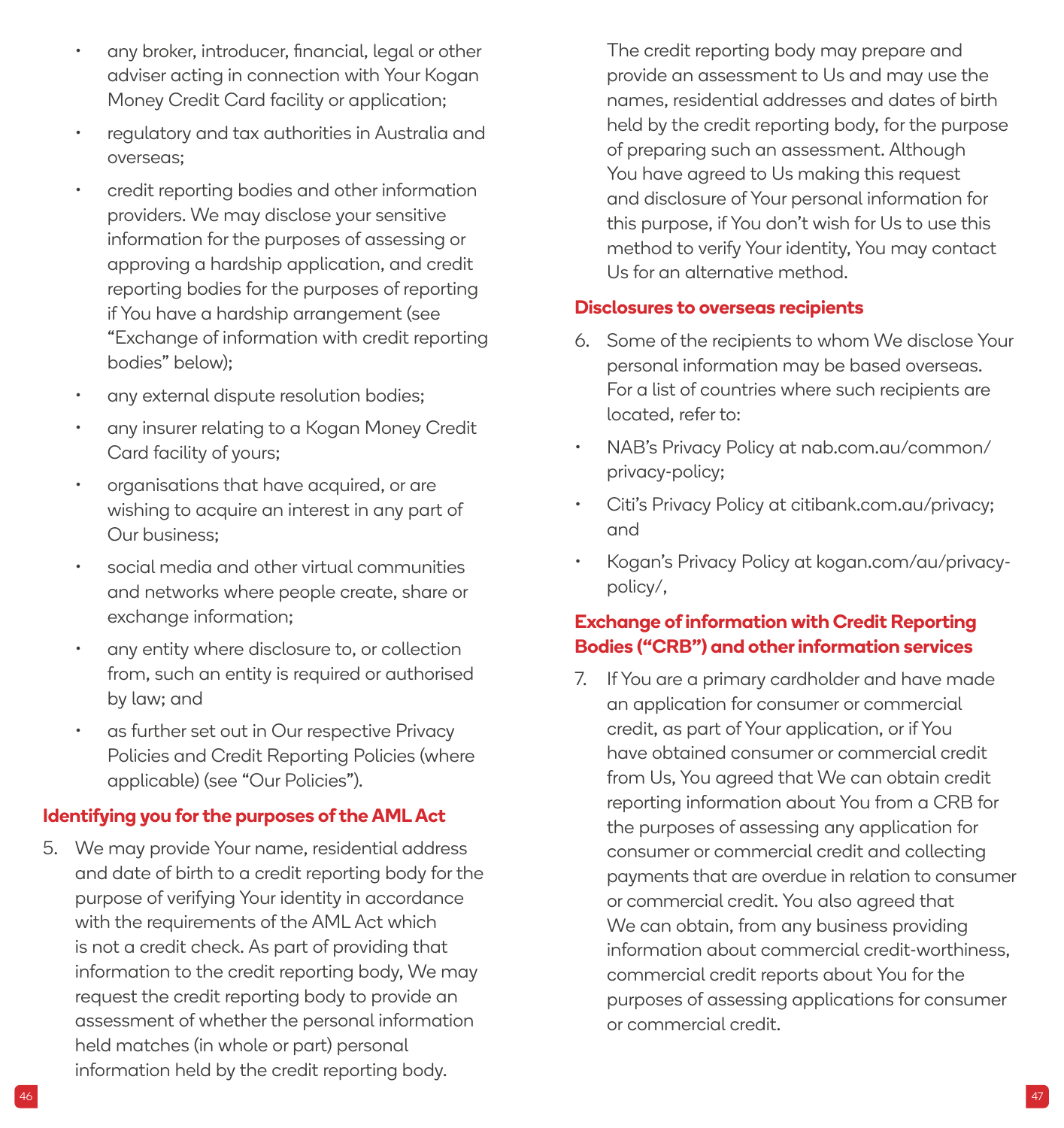- any broker, introducer, financial, legal or other adviser acting in connection with Your Kogan Money Credit Card facility or application;
- regulatory and tax authorities in Australia and overseas;
- credit reporting bodies and other information providers. We may disclose your sensitive information for the purposes of assessing or approving a hardship application, and credit reporting bodies for the purposes of reporting if You have a hardship arrangement (see "Exchange of information with credit reporting bodies" below);
- any external dispute resolution bodies;
- any insurer relating to a Kogan Money Credit Card facility of yours;
- organisations that have acquired, or are wishing to acquire an interest in any part of Our business;
- social media and other virtual communities and networks where people create, share or exchange information;
- any entity where disclosure to, or collection from, such an entity is required or authorised by law; and
- as further set out in Our respective Privacy Policies and Credit Reporting Policies (where applicable) (see "Our Policies").

## Identifying you for the purposes of the AML Act

5. We may provide Your name, residential address and date of birth to a credit reporting body for the purpose of verifying Your identity in accordance with the requirements of the AML Act which is not a credit check. As part of providing that information to the credit reporting body, We may request the credit reporting body to provide an assessment of whether the personal information held matches (in whole or part) personal information held by the credit reporting body.

   The credit reporting body may prepare and provide an assessment to Us and may use the names, residential addresses and dates of birth held by the credit reporting body, for the purpose of preparing such an assessment. Although You have agreed to Us making this request and disclosure of Your personal information for this purpose, if You don't wish for Us to use this method to verify Your identity, You may contact Us for an alternative method.

## Disclosures to overseas recipients

6. Some of the recipients to whom We disclose Your personal information may be based overseas. For a list of countries where such recipients are located, refer to:

- NAB's Privacy Policy at nab.com.au/common/privacy-policy;
- Citi's Privacy Policy at citibank.com.au/privacy; and
- Kogan's Privacy Policy at kogan.com/au/privacy-policy/,

## Exchange of information with Credit Reporting Bodies ("CRB") and other information services

7. If You are a primary cardholder and have made an application for consumer or commercial credit, as part of Your application, or if You have obtained consumer or commercial credit from Us, You agreed that We can obtain credit reporting information about You from a CRB for the purposes of assessing any application for consumer or commercial credit and collecting payments that are overdue in relation to consumer or commercial credit. You also agreed that We can obtain, from any business providing information about commercial credit-worthiness, commercial credit reports about You for the purposes of assessing applications for consumer or commercial credit.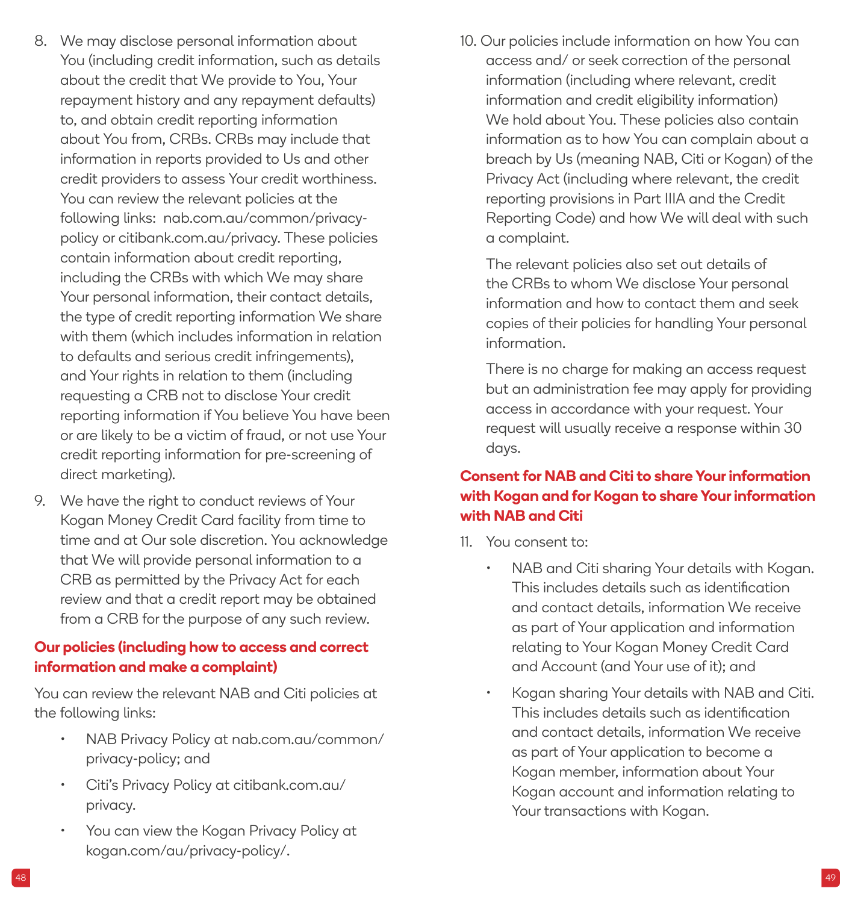8. We may disclose personal information about You (including credit information, such as details about the credit that We provide to You, Your repayment history and any repayment defaults) to, and obtain credit reporting information about You from, CRBs. CRBs may include that information in reports provided to Us and other credit providers to assess Your credit worthiness. You can review the relevant policies at the following links: nab.com.au/common/privacy-policy or citibank.com.au/privacy. These policies contain information about credit reporting, including the CRBs with which We may share Your personal information, their contact details, the type of credit reporting information We share with them (which includes information in relation to defaults and serious credit infringements), and Your rights in relation to them (including requesting a CRB not to disclose Your credit reporting information if You believe You have been or are likely to be a victim of fraud, or not use Your credit reporting information for pre-screening of direct marketing).

9. We have the right to conduct reviews of Your Kogan Money Credit Card facility from time to time and at Our sole discretion. You acknowledge that We will provide personal information to a CRB as permitted by the Privacy Act for each review and that a credit report may be obtained from a CRB for the purpose of any such review.

### Our policies (including how to access and correct information and make a complaint)

You can review the relevant NAB and Citi policies at the following links:

- NAB Privacy Policy at nab.com.au/common/privacy-policy; and
- Citi's Privacy Policy at citibank.com.au/privacy.
- You can view the Kogan Privacy Policy at kogan.com/au/privacy-policy/.

10. Our policies include information on how You can access and/ or seek correction of the personal information (including where relevant, credit information and credit eligibility information) We hold about You. These policies also contain information as to how You can complain about a breach by Us (meaning NAB, Citi or Kogan) of the Privacy Act (including where relevant, the credit reporting provisions in Part IIIA and the Credit Reporting Code) and how We will deal with such a complaint.

    The relevant policies also set out details of the CRBs to whom We disclose Your personal information and how to contact them and seek copies of their policies for handling Your personal information.

    There is no charge for making an access request but an administration fee may apply for providing access in accordance with your request. Your request will usually receive a response within 30 days.

### Consent for NAB and Citi to share Your information with Kogan and for Kogan to share Your information with NAB and Citi

11. You consent to:

    - NAB and Citi sharing Your details with Kogan. This includes details such as identification and contact details, information We receive as part of Your application and information relating to Your Kogan Money Credit Card and Account (and Your use of it); and
    - Kogan sharing Your details with NAB and Citi. This includes details such as identification and contact details, information We receive as part of Your application to become a Kogan member, information about Your Kogan account and information relating to Your transactions with Kogan.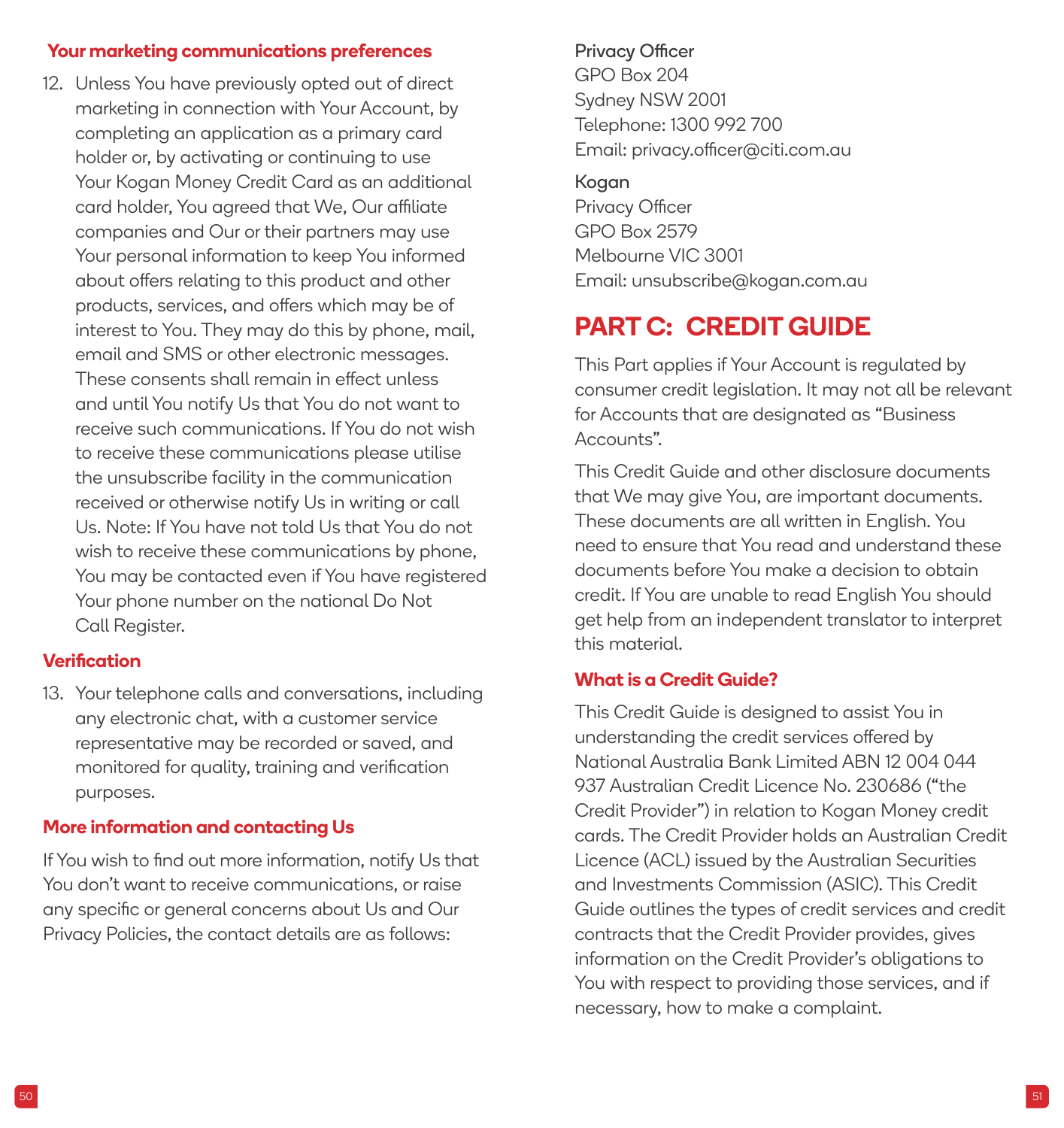### Your marketing communications preferences

12. Unless You have previously opted out of direct marketing in connection with Your Account, by completing an application as a primary card holder or, by activating or continuing to use Your Kogan Money Credit Card as an additional card holder, You agreed that We, Our affiliate companies and Our or their partners may use Your personal information to keep You informed about offers relating to this product and other products, services, and offers which may be of interest to You. They may do this by phone, mail, email and SMS or other electronic messages. These consents shall remain in effect unless and until You notify Us that You do not want to receive such communications. If You do not wish to receive these communications please utilise the unsubscribe facility in the communication received or otherwise notify Us in writing or call Us. Note: If You have not told Us that You do not wish to receive these communications by phone, You may be contacted even if You have registered Your phone number on the national Do Not Call Register.

### Verification

13. Your telephone calls and conversations, including any electronic chat, with a customer service representative may be recorded or saved, and monitored for quality, training and verification purposes.

### More information and contacting Us

If You wish to find out more information, notify Us that You don't want to receive communications, or raise any specific or general concerns about Us and Our Privacy Policies, the contact details are as follows:

Privacy Officer
GPO Box 204
Sydney NSW 2001
Telephone: 1300 992 700
Email: privacy.officer@citi.com.au

Kogan
Privacy Officer
GPO Box 2579
Melbourne VIC 3001
Email: unsubscribe@kogan.com.au

# PART C: CREDIT GUIDE

This Part applies if Your Account is regulated by consumer credit legislation. It may not all be relevant for Accounts that are designated as "Business Accounts".

This Credit Guide and other disclosure documents that We may give You, are important documents. These documents are all written in English. You need to ensure that You read and understand these documents before You make a decision to obtain credit. If You are unable to read English You should get help from an independent translator to interpret this material.

### What is a Credit Guide?

This Credit Guide is designed to assist You in understanding the credit services offered by National Australia Bank Limited ABN 12 004 044 937 Australian Credit Licence No. 230686 ("the Credit Provider") in relation to Kogan Money credit cards. The Credit Provider holds an Australian Credit Licence (ACL) issued by the Australian Securities and Investments Commission (ASIC). This Credit Guide outlines the types of credit services and credit contracts that the Credit Provider provides, gives information on the Credit Provider's obligations to You with respect to providing those services, and if necessary, how to make a complaint.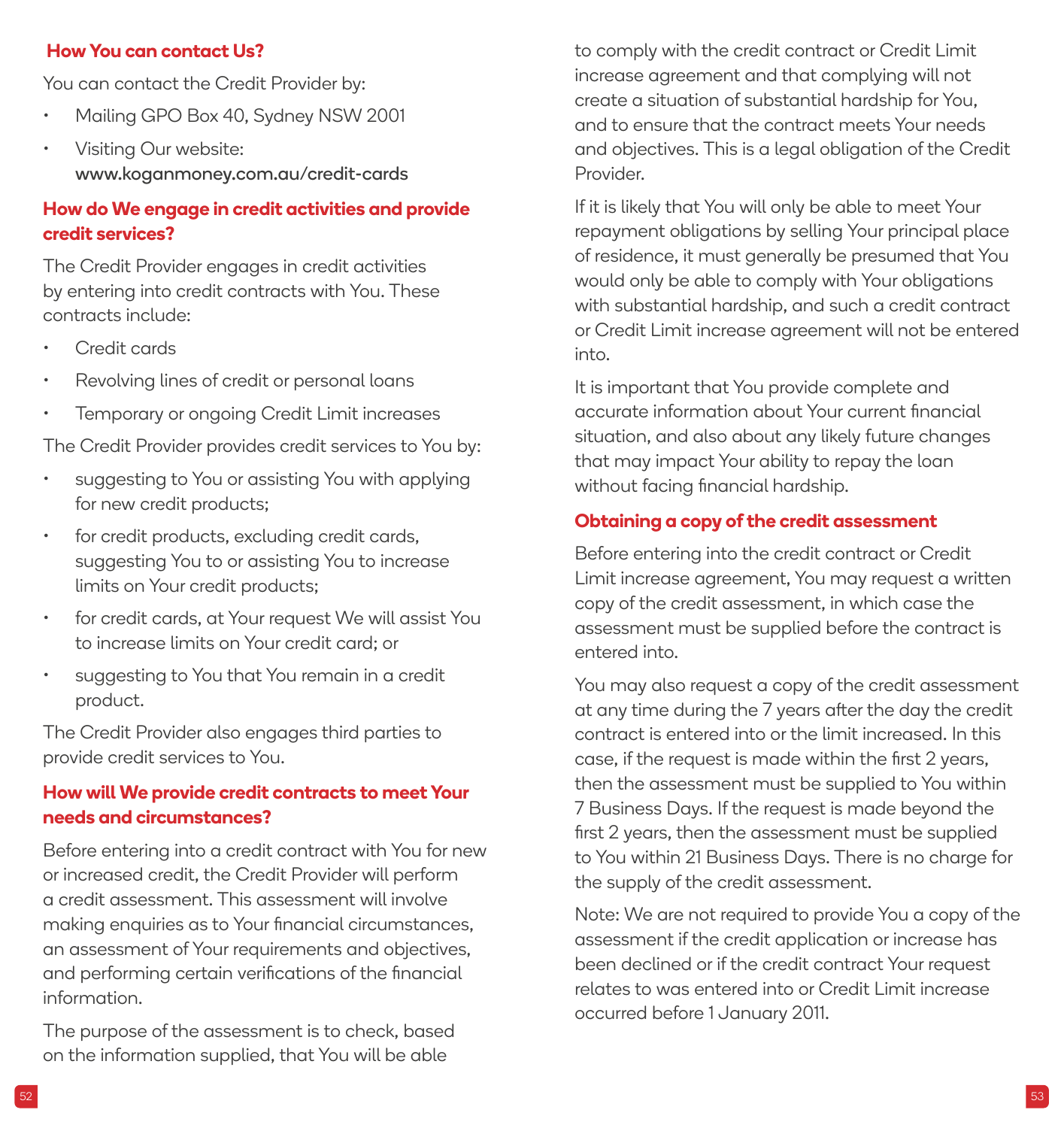## How You can contact Us?

You can contact the Credit Provider by:

- Mailing GPO Box 40, Sydney NSW 2001
- Visiting Our website: **www.koganmoney.com.au/credit-cards**

## How do We engage in credit activities and provide credit services?

The Credit Provider engages in credit activities by entering into credit contracts with You. These contracts include:

- Credit cards
- Revolving lines of credit or personal loans
- Temporary or ongoing Credit Limit increases

The Credit Provider provides credit services to You by:

- suggesting to You or assisting You with applying for new credit products;
- for credit products, excluding credit cards, suggesting You to or assisting You to increase limits on Your credit products;
- for credit cards, at Your request We will assist You to increase limits on Your credit card; or
- suggesting to You that You remain in a credit product.

The Credit Provider also engages third parties to provide credit services to You.

## How will We provide credit contracts to meet Your needs and circumstances?

Before entering into a credit contract with You for new or increased credit, the Credit Provider will perform a credit assessment. This assessment will involve making enquiries as to Your financial circumstances, an assessment of Your requirements and objectives, and performing certain verifications of the financial information.

The purpose of the assessment is to check, based on the information supplied, that You will be able to comply with the credit contract or Credit Limit increase agreement and that complying will not create a situation of substantial hardship for You, and to ensure that the contract meets Your needs and objectives. This is a legal obligation of the Credit Provider.

If it is likely that You will only be able to meet Your repayment obligations by selling Your principal place of residence, it must generally be presumed that You would only be able to comply with Your obligations with substantial hardship, and such a credit contract or Credit Limit increase agreement will not be entered into.

It is important that You provide complete and accurate information about Your current financial situation, and also about any likely future changes that may impact Your ability to repay the loan without facing financial hardship.

## Obtaining a copy of the credit assessment

Before entering into the credit contract or Credit Limit increase agreement, You may request a written copy of the credit assessment, in which case the assessment must be supplied before the contract is entered into.

You may also request a copy of the credit assessment at any time during the 7 years after the day the credit contract is entered into or the limit increased. In this case, if the request is made within the first 2 years, then the assessment must be supplied to You within 7 Business Days. If the request is made beyond the first 2 years, then the assessment must be supplied to You within 21 Business Days. There is no charge for the supply of the credit assessment.

Note: We are not required to provide You a copy of the assessment if the credit application or increase has been declined or if the credit contract Your request relates to was entered into or Credit Limit increase occurred before 1 January 2011.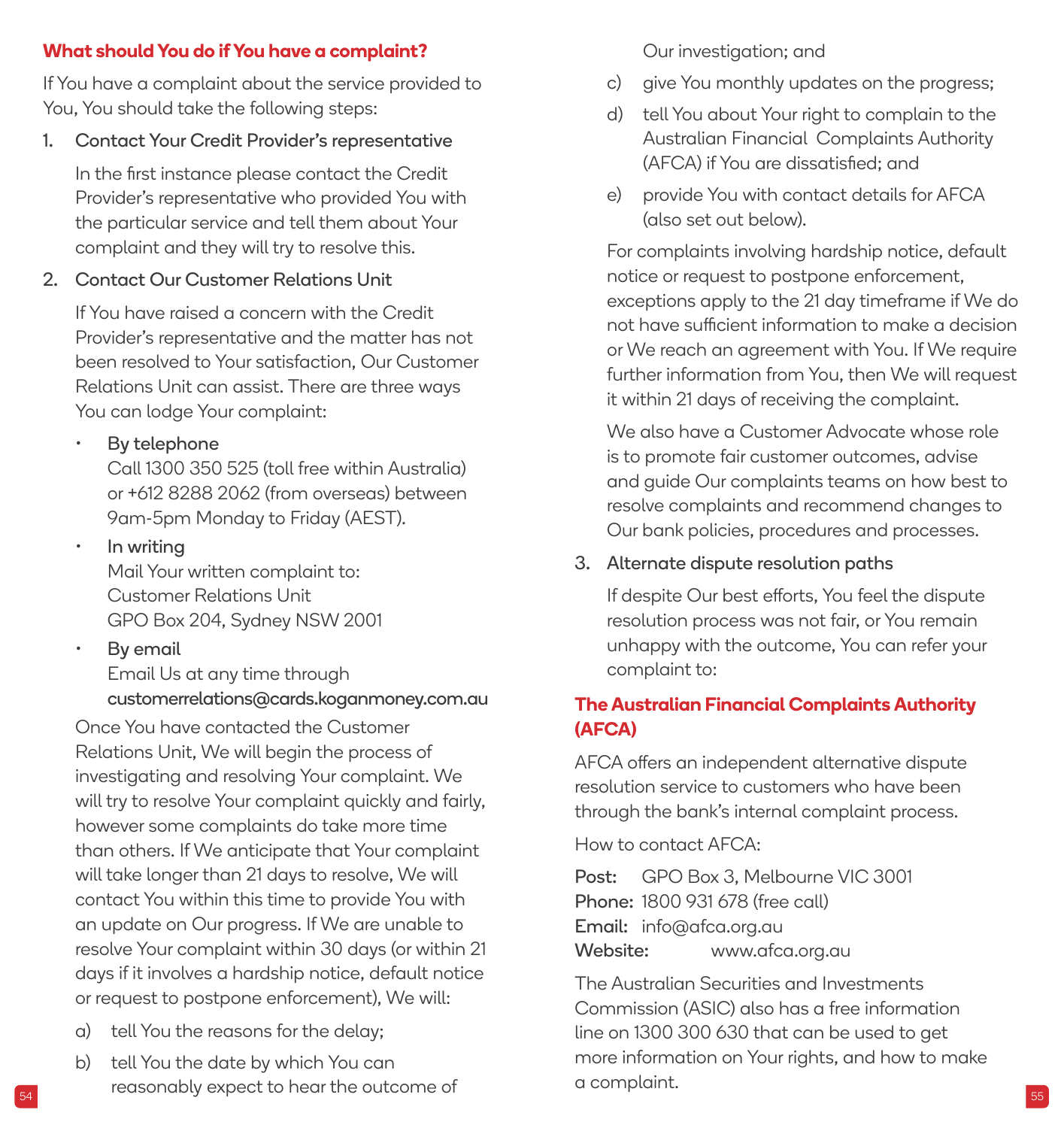## What should You do if You have a complaint?

If You have a complaint about the service provided to You, You should take the following steps:

1. Contact Your Credit Provider's representative

   In the first instance please contact the Credit Provider's representative who provided You with the particular service and tell them about Your complaint and they will try to resolve this.

2. Contact Our Customer Relations Unit

   If You have raised a concern with the Credit Provider's representative and the matter has not been resolved to Your satisfaction, Our Customer Relations Unit can assist. There are three ways You can lodge Your complaint:

   - By telephone
     Call 1300 350 525 (toll free within Australia) or +612 8288 2062 (from overseas) between 9am-5pm Monday to Friday (AEST).
   - In writing
     Mail Your written complaint to:
     Customer Relations Unit
     GPO Box 204, Sydney NSW 2001
   - By email
     Email Us at any time through
     customerrelations@cards.koganmoney.com.au

   Once You have contacted the Customer Relations Unit, We will begin the process of investigating and resolving Your complaint. We will try to resolve Your complaint quickly and fairly, however some complaints do take more time than others. If We anticipate that Your complaint will take longer than 21 days to resolve, We will contact You within this time to provide You with an update on Our progress. If We are unable to resolve Your complaint within 30 days (or within 21 days if it involves a hardship notice, default notice or request to postpone enforcement), We will:

   a) tell You the reasons for the delay;
   b) tell You the date by which You can reasonably expect to hear the outcome of Our investigation; and
   c) give You monthly updates on the progress;
   d) tell You about Your right to complain to the Australian Financial Complaints Authority (AFCA) if You are dissatisfied; and
   e) provide You with contact details for AFCA (also set out below).

   For complaints involving hardship notice, default notice or request to postpone enforcement, exceptions apply to the 21 day timeframe if We do not have sufficient information to make a decision or We reach an agreement with You. If We require further information from You, then We will request it within 21 days of receiving the complaint.

   We also have a Customer Advocate whose role is to promote fair customer outcomes, advise and guide Our complaints teams on how best to resolve complaints and recommend changes to Our bank policies, procedures and processes.

3. Alternate dispute resolution paths

   If despite Our best efforts, You feel the dispute resolution process was not fair, or You remain unhappy with the outcome, You can refer your complaint to:

## The Australian Financial Complaints Authority (AFCA)

AFCA offers an independent alternative dispute resolution service to customers who have been through the bank's internal complaint process.

How to contact AFCA:

**Post:** GPO Box 3, Melbourne VIC 3001
**Phone:** 1800 931 678 (free call)
**Email:** info@afca.org.au
**Website:** www.afca.org.au

The Australian Securities and Investments Commission (ASIC) also has a free information line on 1300 300 630 that can be used to get more information on Your rights, and how to make a complaint.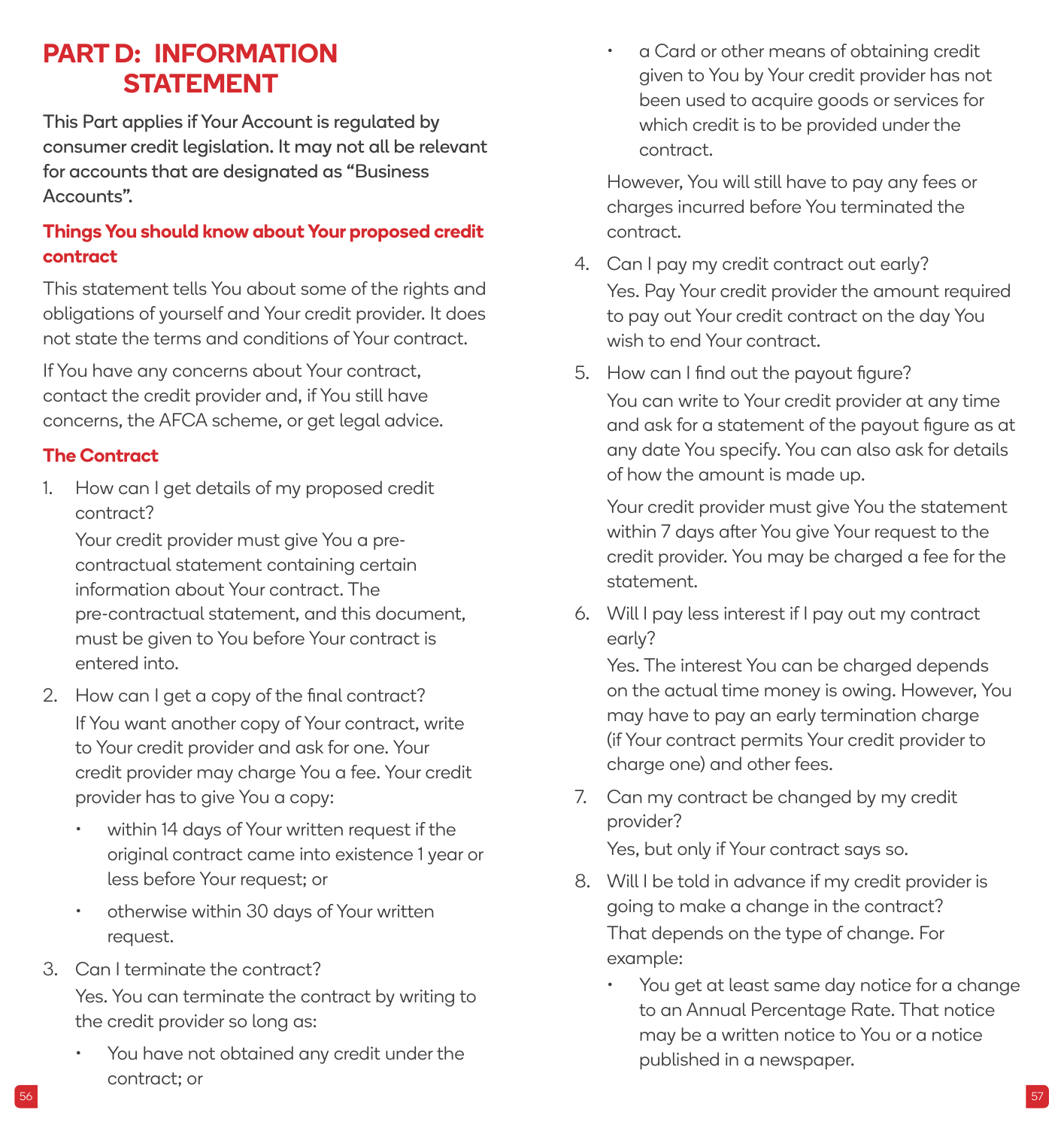# PART D: INFORMATION STATEMENT

**This Part applies if Your Account is regulated by consumer credit legislation. It may not all be relevant for accounts that are designated as "Business Accounts".**

## Things You should know about Your proposed credit contract

This statement tells You about some of the rights and obligations of yourself and Your credit provider. It does not state the terms and conditions of Your contract.

If You have any concerns about Your contract, contact the credit provider and, if You still have concerns, the AFCA scheme, or get legal advice.

## The Contract

1. How can I get details of my proposed credit contract?
   Your credit provider must give You a pre-contractual statement containing certain information about Your contract. The pre-contractual statement, and this document, must be given to You before Your contract is entered into.

2. How can I get a copy of the final contract?
   If You want another copy of Your contract, write to Your credit provider and ask for one. Your credit provider may charge You a fee. Your credit provider has to give You a copy:
   - within 14 days of Your written request if the original contract came into existence 1 year or less before Your request; or
   - otherwise within 30 days of Your written request.

3. Can I terminate the contract?
   Yes. You can terminate the contract by writing to the credit provider so long as:
   - You have not obtained any credit under the contract; or
   - a Card or other means of obtaining credit given to You by Your credit provider has not been used to acquire goods or services for which credit is to be provided under the contract.

   However, You will still have to pay any fees or charges incurred before You terminated the contract.

4. Can I pay my credit contract out early?
   Yes. Pay Your credit provider the amount required to pay out Your credit contract on the day You wish to end Your contract.

5. How can I find out the payout figure?
   You can write to Your credit provider at any time and ask for a statement of the payout figure as at any date You specify. You can also ask for details of how the amount is made up.

   Your credit provider must give You the statement within 7 days after You give Your request to the credit provider. You may be charged a fee for the statement.

6. Will I pay less interest if I pay out my contract early?
   Yes. The interest You can be charged depends on the actual time money is owing. However, You may have to pay an early termination charge (if Your contract permits Your credit provider to charge one) and other fees.

7. Can my contract be changed by my credit provider?
   Yes, but only if Your contract says so.

8. Will I be told in advance if my credit provider is going to make a change in the contract?
   That depends on the type of change. For example:
   - You get at least same day notice for a change to an Annual Percentage Rate. That notice may be a written notice to You or a notice published in a newspaper.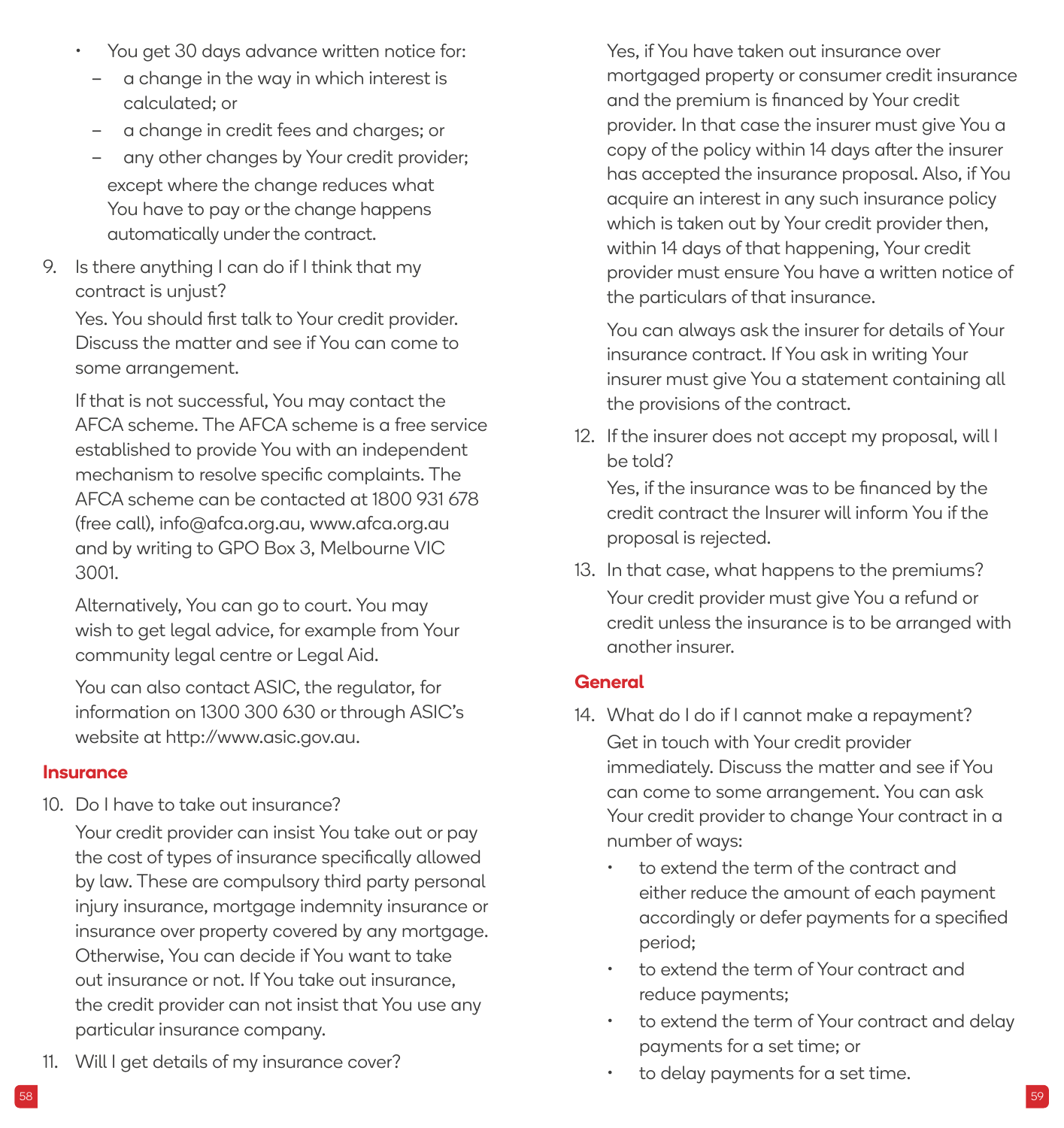- You get 30 days advance written notice for:
  - a change in the way in which interest is calculated; or
  - a change in credit fees and charges; or
  - any other changes by Your credit provider;

  except where the change reduces what You have to pay or the change happens automatically under the contract.

9. Is there anything I can do if I think that my contract is unjust?

   Yes. You should first talk to Your credit provider. Discuss the matter and see if You can come to some arrangement.

   If that is not successful, You may contact the AFCA scheme. The AFCA scheme is a free service established to provide You with an independent mechanism to resolve specific complaints. The AFCA scheme can be contacted at 1800 931 678 (free call), info@afca.org.au, www.afca.org.au and by writing to GPO Box 3, Melbourne VIC 3001.

   Alternatively, You can go to court. You may wish to get legal advice, for example from Your community legal centre or Legal Aid.

   You can also contact ASIC, the regulator, for information on 1300 300 630 or through ASIC's website at http://www.asic.gov.au.

## Insurance

10. Do I have to take out insurance?

    Your credit provider can insist You take out or pay the cost of types of insurance specifically allowed by law. These are compulsory third party personal injury insurance, mortgage indemnity insurance or insurance over property covered by any mortgage. Otherwise, You can decide if You want to take out insurance or not. If You take out insurance, the credit provider can not insist that You use any particular insurance company.

11. Will I get details of my insurance cover?

    Yes, if You have taken out insurance over mortgaged property or consumer credit insurance and the premium is financed by Your credit provider. In that case the insurer must give You a copy of the policy within 14 days after the insurer has accepted the insurance proposal. Also, if You acquire an interest in any such insurance policy which is taken out by Your credit provider then, within 14 days of that happening, Your credit provider must ensure You have a written notice of the particulars of that insurance.

    You can always ask the insurer for details of Your insurance contract. If You ask in writing Your insurer must give You a statement containing all the provisions of the contract.

12. If the insurer does not accept my proposal, will I be told?

    Yes, if the insurance was to be financed by the credit contract the Insurer will inform You if the proposal is rejected.

13. In that case, what happens to the premiums?

    Your credit provider must give You a refund or credit unless the insurance is to be arranged with another insurer.

## General

14. What do I do if I cannot make a repayment?

    Get in touch with Your credit provider immediately. Discuss the matter and see if You can come to some arrangement. You can ask Your credit provider to change Your contract in a number of ways:

    - to extend the term of the contract and either reduce the amount of each payment accordingly or defer payments for a specified period;
    - to extend the term of Your contract and reduce payments;
    - to extend the term of Your contract and delay payments for a set time; or
    - to delay payments for a set time.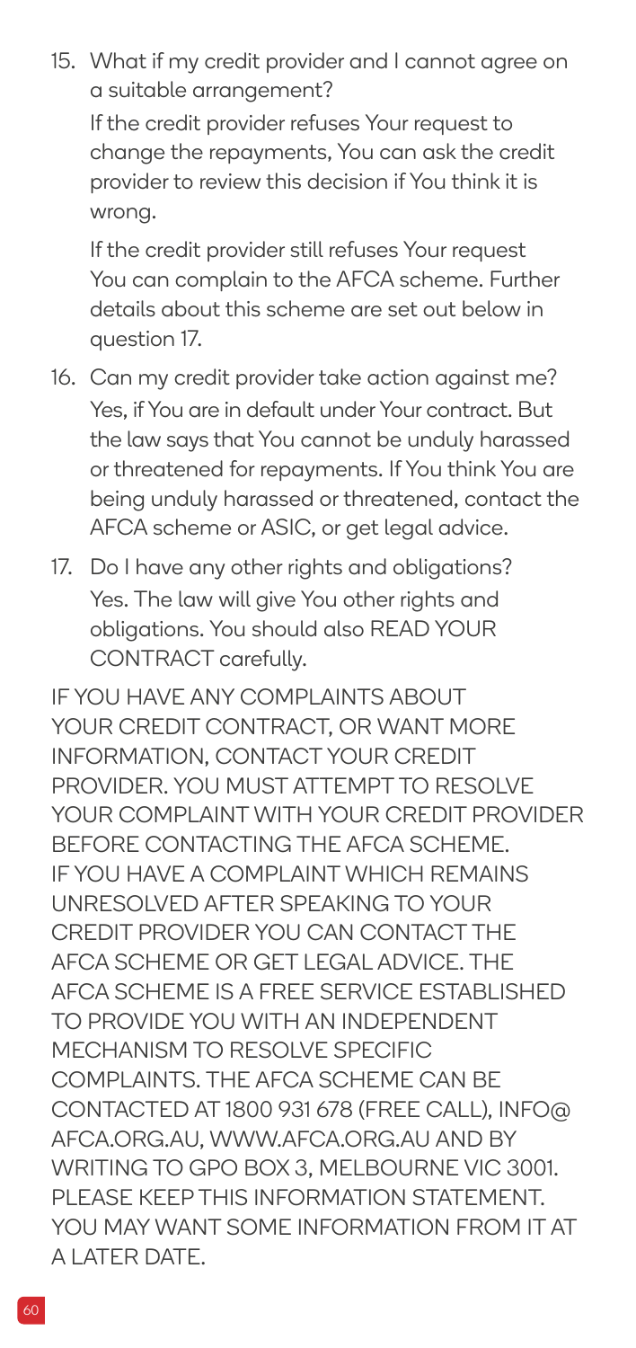15. What if my credit provider and I cannot agree on a suitable arrangement?

    If the credit provider refuses Your request to change the repayments, You can ask the credit provider to review this decision if You think it is wrong.

    If the credit provider still refuses Your request You can complain to the AFCA scheme. Further details about this scheme are set out below in question 17.

16. Can my credit provider take action against me?

    Yes, if You are in default under Your contract. But the law says that You cannot be unduly harassed or threatened for repayments. If You think You are being unduly harassed or threatened, contact the AFCA scheme or ASIC, or get legal advice.

17. Do I have any other rights and obligations?

    Yes. The law will give You other rights and obligations. You should also READ YOUR CONTRACT carefully.

IF YOU HAVE ANY COMPLAINTS ABOUT YOUR CREDIT CONTRACT, OR WANT MORE INFORMATION, CONTACT YOUR CREDIT PROVIDER. YOU MUST ATTEMPT TO RESOLVE YOUR COMPLAINT WITH YOUR CREDIT PROVIDER BEFORE CONTACTING THE AFCA SCHEME. IF YOU HAVE A COMPLAINT WHICH REMAINS UNRESOLVED AFTER SPEAKING TO YOUR CREDIT PROVIDER YOU CAN CONTACT THE AFCA SCHEME OR GET LEGAL ADVICE. THE AFCA SCHEME IS A FREE SERVICE ESTABLISHED TO PROVIDE YOU WITH AN INDEPENDENT MECHANISM TO RESOLVE SPECIFIC COMPLAINTS. THE AFCA SCHEME CAN BE CONTACTED AT 1800 931 678 (FREE CALL), INFO@AFCA.ORG.AU, WWW.AFCA.ORG.AU AND BY WRITING TO GPO BOX 3, MELBOURNE VIC 3001. PLEASE KEEP THIS INFORMATION STATEMENT. YOU MAY WANT SOME INFORMATION FROM IT AT A LATER DATE.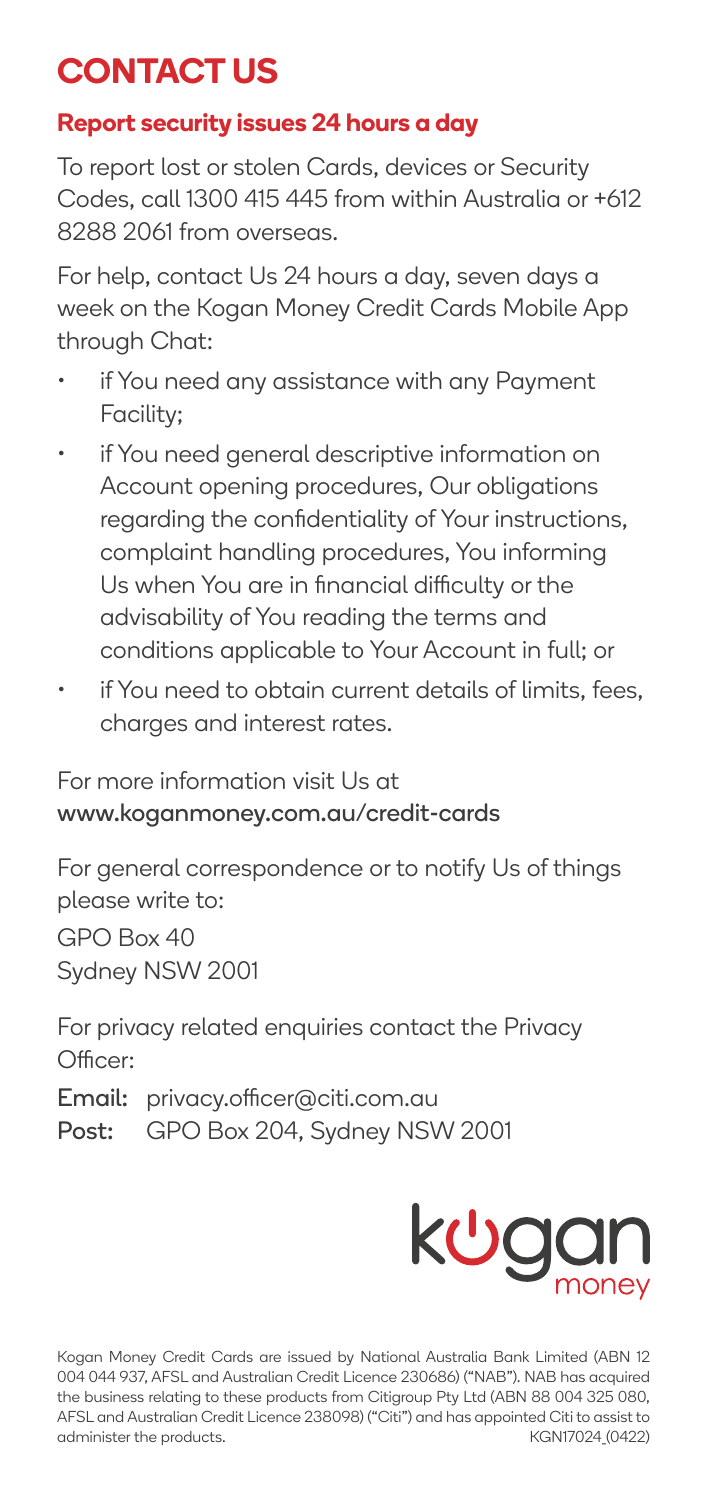# CONTACT US

## Report security issues 24 hours a day

To report lost or stolen Cards, devices or Security Codes, call 1300 415 445 from within Australia or +612 8288 2061 from overseas.

For help, contact Us 24 hours a day, seven days a week on the Kogan Money Credit Cards Mobile App through Chat:

- if You need any assistance with any Payment Facility;
- if You need general descriptive information on Account opening procedures, Our obligations regarding the confidentiality of Your instructions, complaint handling procedures, You informing Us when You are in financial difficulty or the advisability of You reading the terms and conditions applicable to Your Account in full; or
- if You need to obtain current details of limits, fees, charges and interest rates.

For more information visit Us at
**www.koganmoney.com.au/credit-cards**

For general correspondence or to notify Us of things please write to:
GPO Box 40
Sydney NSW 2001

For privacy related enquiries contact the Privacy Officer:

**Email:** privacy.officer@citi.com.au
**Post:** GPO Box 204, Sydney NSW 2001

kogan money

Kogan Money Credit Cards are issued by National Australia Bank Limited (ABN 12 004 044 937, AFSL and Australian Credit Licence 230686) ("NAB"). NAB has acquired the business relating to these products from Citigroup Pty Ltd (ABN 88 004 325 080, AFSL and Australian Credit Licence 238098) ("Citi") and has appointed Citi to assist to administer the products. KGN17024_(0422)